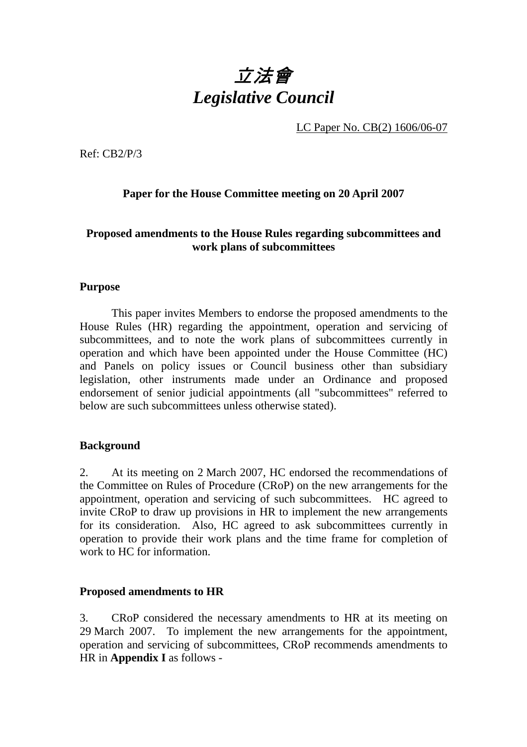# *立法會*
# *Legislative Council*

LC Paper No. CB(2) 1606/06-07

Ref: CB2/P/3

**Paper for the House Committee meeting on 20 April 2007**

**Proposed amendments to the House Rules regarding subcommittees and work plans of subcommittees**

## Purpose

This paper invites Members to endorse the proposed amendments to the House Rules (HR) regarding the appointment, operation and servicing of subcommittees, and to note the work plans of subcommittees currently in operation and which have been appointed under the House Committee (HC) and Panels on policy issues or Council business other than subsidiary legislation, other instruments made under an Ordinance and proposed endorsement of senior judicial appointments (all "subcommittees" referred to below are such subcommittees unless otherwise stated).

## Background

2. At its meeting on 2 March 2007, HC endorsed the recommendations of the Committee on Rules of Procedure (CRoP) on the new arrangements for the appointment, operation and servicing of such subcommittees. HC agreed to invite CRoP to draw up provisions in HR to implement the new arrangements for its consideration. Also, HC agreed to ask subcommittees currently in operation to provide their work plans and the time frame for completion of work to HC for information.

## Proposed amendments to HR

3. CRoP considered the necessary amendments to HR at its meeting on 29 March 2007. To implement the new arrangements for the appointment, operation and servicing of subcommittees, CRoP recommends amendments to HR in **Appendix I** as follows -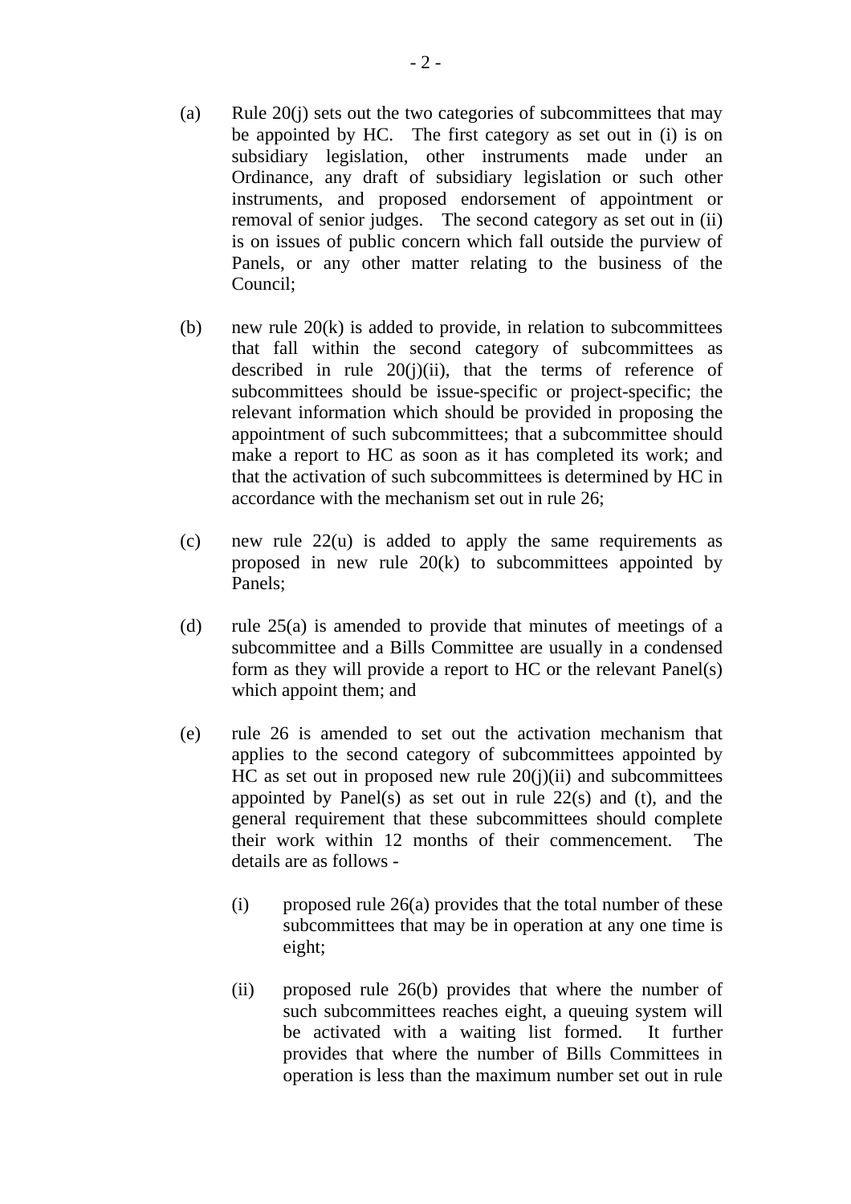(a) Rule 20(j) sets out the two categories of subcommittees that may be appointed by HC. The first category as set out in (i) is on subsidiary legislation, other instruments made under an Ordinance, any draft of subsidiary legislation or such other instruments, and proposed endorsement of appointment or removal of senior judges. The second category as set out in (ii) is on issues of public concern which fall outside the purview of Panels, or any other matter relating to the business of the Council;

(b) new rule 20(k) is added to provide, in relation to subcommittees that fall within the second category of subcommittees as described in rule 20(j)(ii), that the terms of reference of subcommittees should be issue-specific or project-specific; the relevant information which should be provided in proposing the appointment of such subcommittees; that a subcommittee should make a report to HC as soon as it has completed its work; and that the activation of such subcommittees is determined by HC in accordance with the mechanism set out in rule 26;

(c) new rule 22(u) is added to apply the same requirements as proposed in new rule 20(k) to subcommittees appointed by Panels;

(d) rule 25(a) is amended to provide that minutes of meetings of a subcommittee and a Bills Committee are usually in a condensed form as they will provide a report to HC or the relevant Panel(s) which appoint them; and

(e) rule 26 is amended to set out the activation mechanism that applies to the second category of subcommittees appointed by HC as set out in proposed new rule 20(j)(ii) and subcommittees appointed by Panel(s) as set out in rule 22(s) and (t), and the general requirement that these subcommittees should complete their work within 12 months of their commencement. The details are as follows -

   (i) proposed rule 26(a) provides that the total number of these subcommittees that may be in operation at any one time is eight;

   (ii) proposed rule 26(b) provides that where the number of such subcommittees reaches eight, a queuing system will be activated with a waiting list formed. It further provides that where the number of Bills Committees in operation is less than the maximum number set out in rule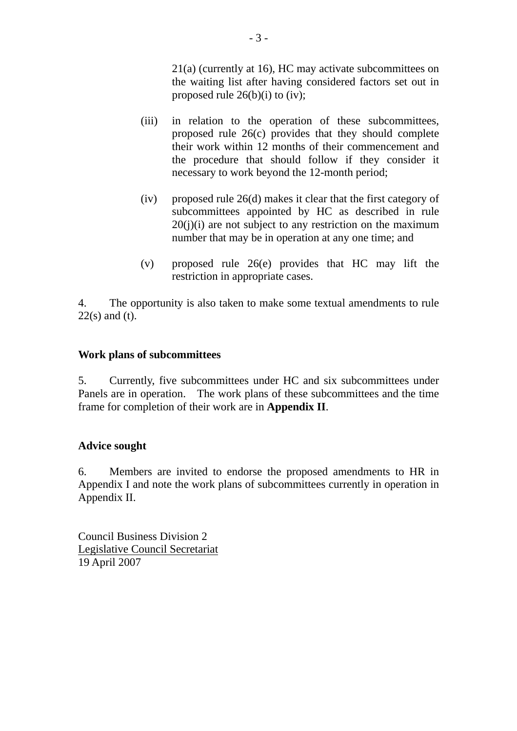21(a) (currently at 16), HC may activate subcommittees on the waiting list after having considered factors set out in proposed rule 26(b)(i) to (iv);

(iii) in relation to the operation of these subcommittees, proposed rule 26(c) provides that they should complete their work within 12 months of their commencement and the procedure that should follow if they consider it necessary to work beyond the 12-month period;

(iv) proposed rule 26(d) makes it clear that the first category of subcommittees appointed by HC as described in rule 20(j)(i) are not subject to any restriction on the maximum number that may be in operation at any one time; and

(v) proposed rule 26(e) provides that HC may lift the restriction in appropriate cases.

4. The opportunity is also taken to make some textual amendments to rule 22(s) and (t).

**Work plans of subcommittees**

5. Currently, five subcommittees under HC and six subcommittees under Panels are in operation. The work plans of these subcommittees and the time frame for completion of their work are in **Appendix II**.

**Advice sought**

6. Members are invited to endorse the proposed amendments to HR in Appendix I and note the work plans of subcommittees currently in operation in Appendix II.

Council Business Division 2
Legislative Council Secretariat
19 April 2007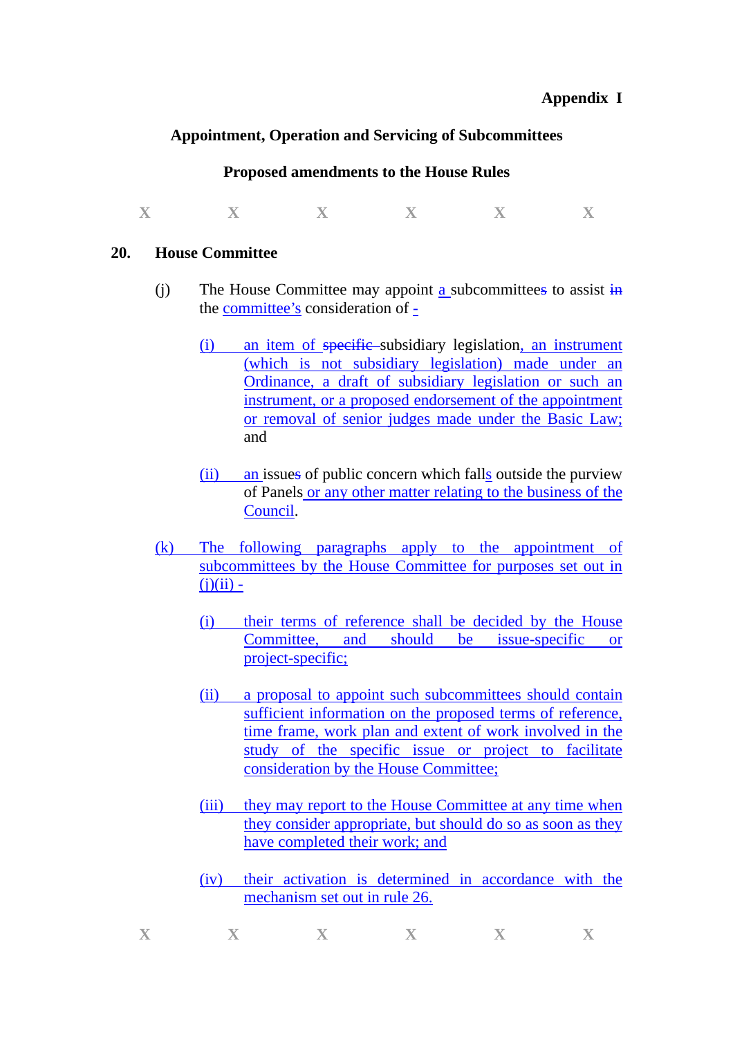**Appendix I**

**Appointment, Operation and Servicing of Subcommittees**

**Proposed amendments to the House Rules**

X X X X X X

**20. House Committee**

(j) The House Committee may appoint a subcommittees to assist in the committee's consideration of -

(i) an item of specific subsidiary legislation, an instrument (which is not subsidiary legislation) made under an Ordinance, a draft of subsidiary legislation or such an instrument, or a proposed endorsement of the appointment or removal of senior judges made under the Basic Law; and

(ii) an issues of public concern which falls outside the purview of Panels or any other matter relating to the business of the Council.

(k) The following paragraphs apply to the appointment of subcommittees by the House Committee for purposes set out in (j)(ii) -

(i) their terms of reference shall be decided by the House Committee, and should be issue-specific or project-specific;

(ii) a proposal to appoint such subcommittees should contain sufficient information on the proposed terms of reference, time frame, work plan and extent of work involved in the study of the specific issue or project to facilitate consideration by the House Committee;

(iii) they may report to the House Committee at any time when they consider appropriate, but should do so as soon as they have completed their work; and

(iv) their activation is determined in accordance with the mechanism set out in rule 26.

X X X X X X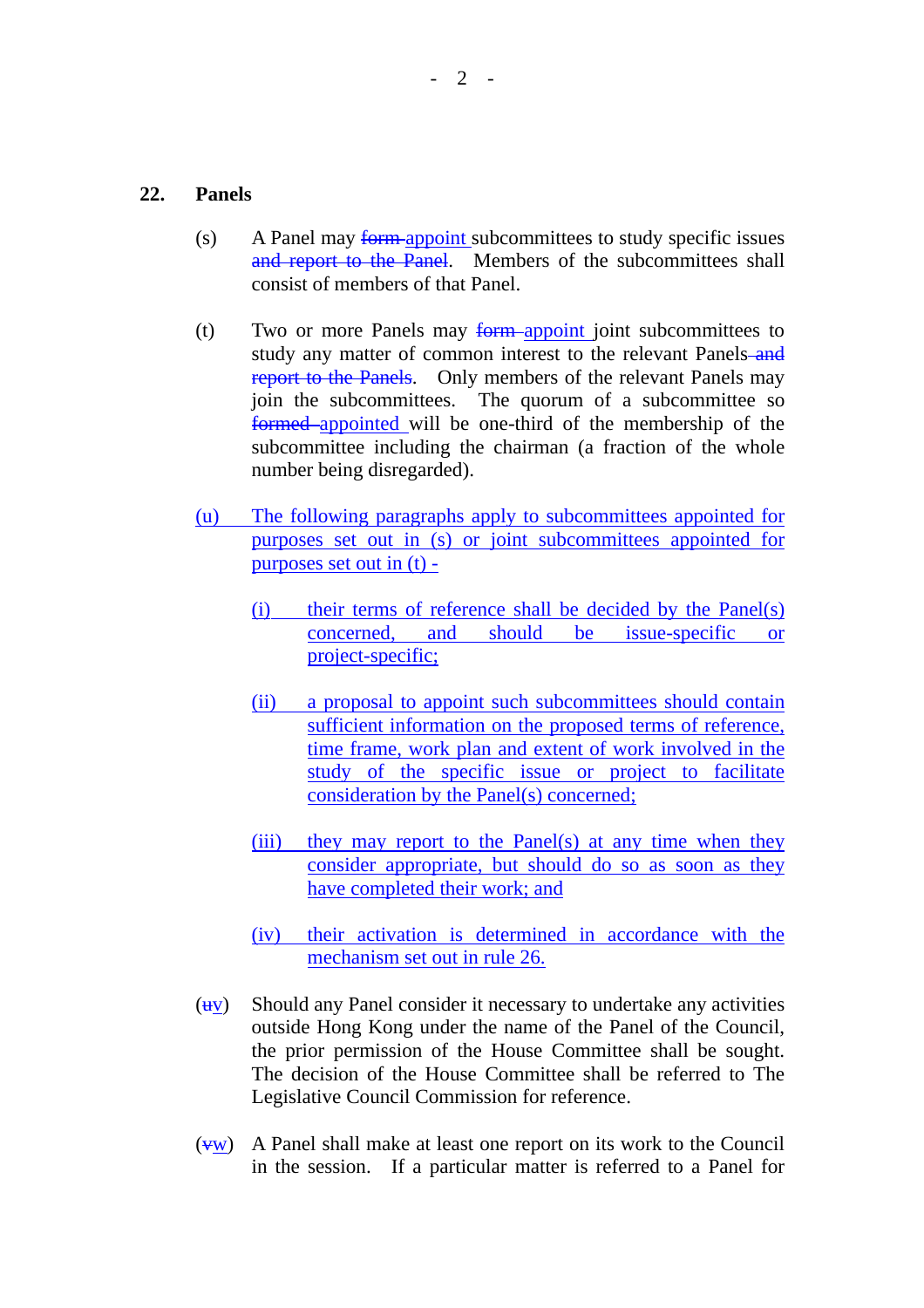## 22. Panels

(s) A Panel may ~~form~~ <u>appoint</u> subcommittees to study specific issues ~~and report to the Panel~~. Members of the subcommittees shall consist of members of that Panel.

(t) Two or more Panels may ~~form~~ <u>appoint</u> joint subcommittees to study any matter of common interest to the relevant Panels ~~and report to the Panels~~. Only members of the relevant Panels may join the subcommittees. The quorum of a subcommittee so ~~formed~~ <u>appointed</u> will be one-third of the membership of the subcommittee including the chairman (a fraction of the whole number being disregarded).

<u>(u) The following paragraphs apply to subcommittees appointed for purposes set out in (s) or joint subcommittees appointed for purposes set out in (t) -</u>

<u>(i) their terms of reference shall be decided by the Panel(s) concerned, and should be issue-specific or project-specific;</u>

<u>(ii) a proposal to appoint such subcommittees should contain sufficient information on the proposed terms of reference, time frame, work plan and extent of work involved in the study of the specific issue or project to facilitate consideration by the Panel(s) concerned;</u>

<u>(iii) they may report to the Panel(s) at any time when they consider appropriate, but should do so as soon as they have completed their work; and</u>

<u>(iv) their activation is determined in accordance with the mechanism set out in rule 26.</u>

(~~u~~<u>v</u>) Should any Panel consider it necessary to undertake any activities outside Hong Kong under the name of the Panel of the Council, the prior permission of the House Committee shall be sought. The decision of the House Committee shall be referred to The Legislative Council Commission for reference.

(~~v~~<u>w</u>) A Panel shall make at least one report on its work to the Council in the session. If a particular matter is referred to a Panel for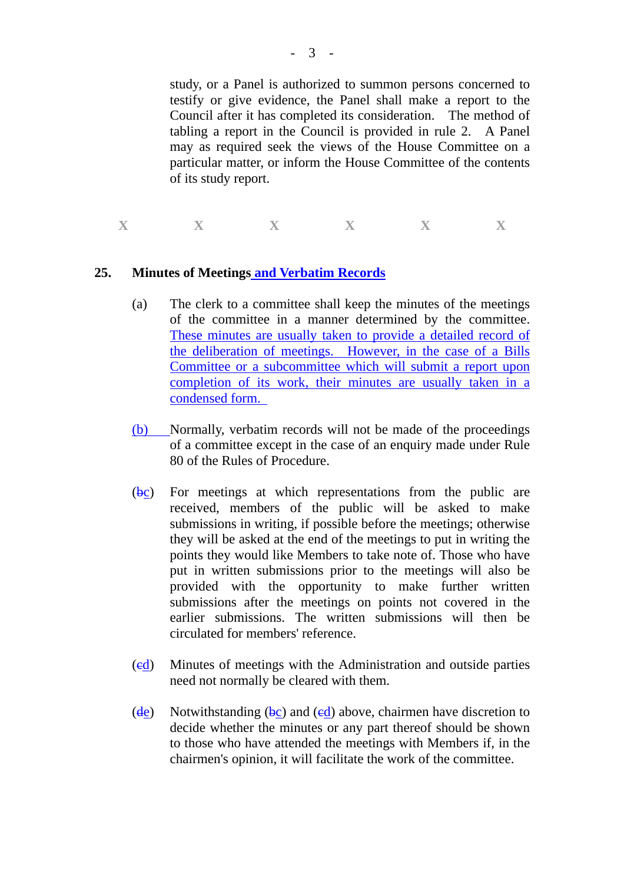study, or a Panel is authorized to summon persons concerned to testify or give evidence, the Panel shall make a report to the Council after it has completed its consideration. The method of tabling a report in the Council is provided in rule 2. A Panel may as required seek the views of the House Committee on a particular matter, or inform the House Committee of the contents of its study report.

x x x x x x

**25. Minutes of Meetings and Verbatim Records**

(a) The clerk to a committee shall keep the minutes of the meetings of the committee in a manner determined by the committee. These minutes are usually taken to provide a detailed record of the deliberation of meetings. However, in the case of a Bills Committee or a subcommittee which will submit a report upon completion of its work, their minutes are usually taken in a condensed form.

(b) Normally, verbatim records will not be made of the proceedings of a committee except in the case of an enquiry made under Rule 80 of the Rules of Procedure.

(bc) For meetings at which representations from the public are received, members of the public will be asked to make submissions in writing, if possible before the meetings; otherwise they will be asked at the end of the meetings to put in writing the points they would like Members to take note of. Those who have put in written submissions prior to the meetings will also be provided with the opportunity to make further written submissions after the meetings on points not covered in the earlier submissions. The written submissions will then be circulated for members' reference.

(cd) Minutes of meetings with the Administration and outside parties need not normally be cleared with them.

(de) Notwithstanding (bc) and (cd) above, chairmen have discretion to decide whether the minutes or any part thereof should be shown to those who have attended the meetings with Members if, in the chairmen's opinion, it will facilitate the work of the committee.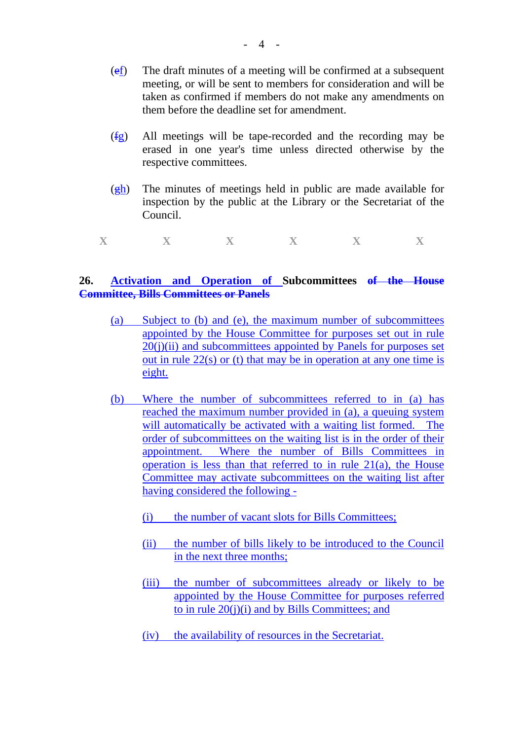(~~e~~f) The draft minutes of a meeting will be confirmed at a subsequent meeting, or will be sent to members for consideration and will be taken as confirmed if members do not make any amendments on them before the deadline set for amendment.

(~~f~~g) All meetings will be tape-recorded and the recording may be erased in one year's time unless directed otherwise by the respective committees.

(~~g~~h) The minutes of meetings held in public are made available for inspection by the public at the Library or the Secretariat of the Council.

X X X X X X

**26. Activation and Operation of Subcommittees ~~of the House Committee, Bills Committees or Panels~~**

(a) Subject to (b) and (e), the maximum number of subcommittees appointed by the House Committee for purposes set out in rule 20(j)(ii) and subcommittees appointed by Panels for purposes set out in rule 22(s) or (t) that may be in operation at any one time is eight.

(b) Where the number of subcommittees referred to in (a) has reached the maximum number provided in (a), a queuing system will automatically be activated with a waiting list formed. The order of subcommittees on the waiting list is in the order of their appointment. Where the number of Bills Committees in operation is less than that referred to in rule 21(a), the House Committee may activate subcommittees on the waiting list after having considered the following -

(i) the number of vacant slots for Bills Committees;

(ii) the number of bills likely to be introduced to the Council in the next three months;

(iii) the number of subcommittees already or likely to be appointed by the House Committee for purposes referred to in rule 20(j)(i) and by Bills Committees; and

(iv) the availability of resources in the Secretariat.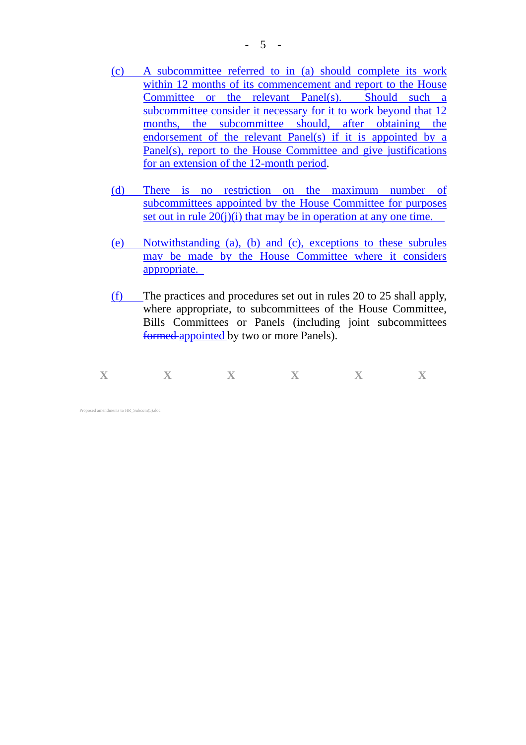(c) A subcommittee referred to in (a) should complete its work within 12 months of its commencement and report to the House Committee or the relevant Panel(s). Should such a subcommittee consider it necessary for it to work beyond that 12 months, the subcommittee should, after obtaining the endorsement of the relevant Panel(s) if it is appointed by a Panel(s), report to the House Committee and give justifications for an extension of the 12-month period.

(d) There is no restriction on the maximum number of subcommittees appointed by the House Committee for purposes set out in rule 20(j)(i) that may be in operation at any one time.

(e) Notwithstanding (a), (b) and (c), exceptions to these subrules may be made by the House Committee where it considers appropriate.

(f) The practices and procedures set out in rules 20 to 25 shall apply, where appropriate, to subcommittees of the House Committee, Bills Committees or Panels (including joint subcommittees ~~formed~~ appointed by two or more Panels).

X X X X X X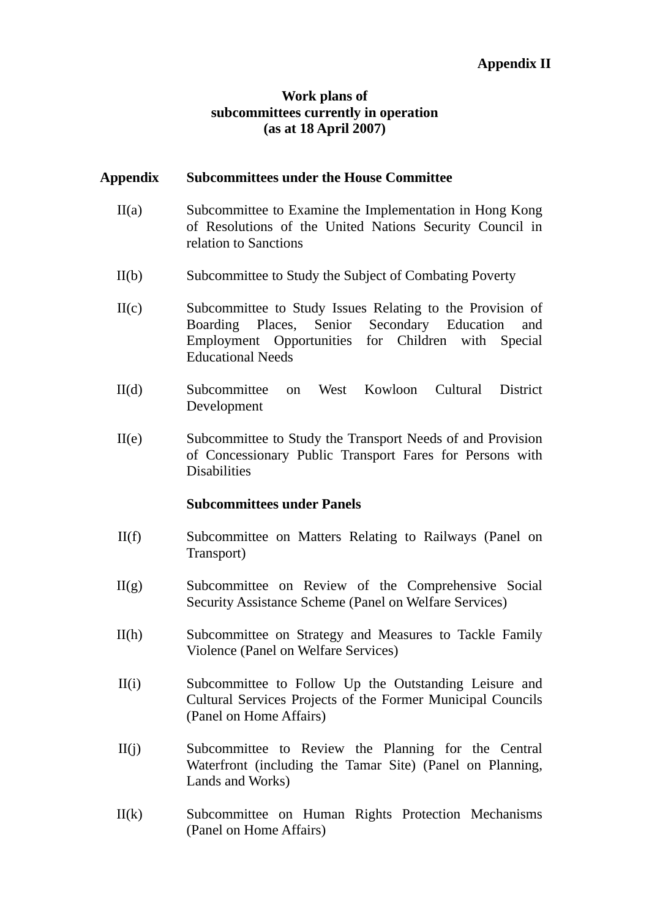**Appendix II**

**Work plans of**
**subcommittees currently in operation**
**(as at 18 April 2007)**

| Appendix | Subcommittees under the House Committee |
|---|---|
| II(a) | Subcommittee to Examine the Implementation in Hong Kong of Resolutions of the United Nations Security Council in relation to Sanctions |
| II(b) | Subcommittee to Study the Subject of Combating Poverty |
| II(c) | Subcommittee to Study Issues Relating to the Provision of Boarding Places, Senior Secondary Education and Employment Opportunities for Children with Special Educational Needs |
| II(d) | Subcommittee on West Kowloon Cultural District Development |
| II(e) | Subcommittee to Study the Transport Needs of and Provision of Concessionary Public Transport Fares for Persons with Disabilities |
| | **Subcommittees under Panels** |
| II(f) | Subcommittee on Matters Relating to Railways (Panel on Transport) |
| II(g) | Subcommittee on Review of the Comprehensive Social Security Assistance Scheme (Panel on Welfare Services) |
| II(h) | Subcommittee on Strategy and Measures to Tackle Family Violence (Panel on Welfare Services) |
| II(i) | Subcommittee to Follow Up the Outstanding Leisure and Cultural Services Projects of the Former Municipal Councils (Panel on Home Affairs) |
| II(j) | Subcommittee to Review the Planning for the Central Waterfront (including the Tamar Site) (Panel on Planning, Lands and Works) |
| II(k) | Subcommittee on Human Rights Protection Mechanisms (Panel on Home Affairs) |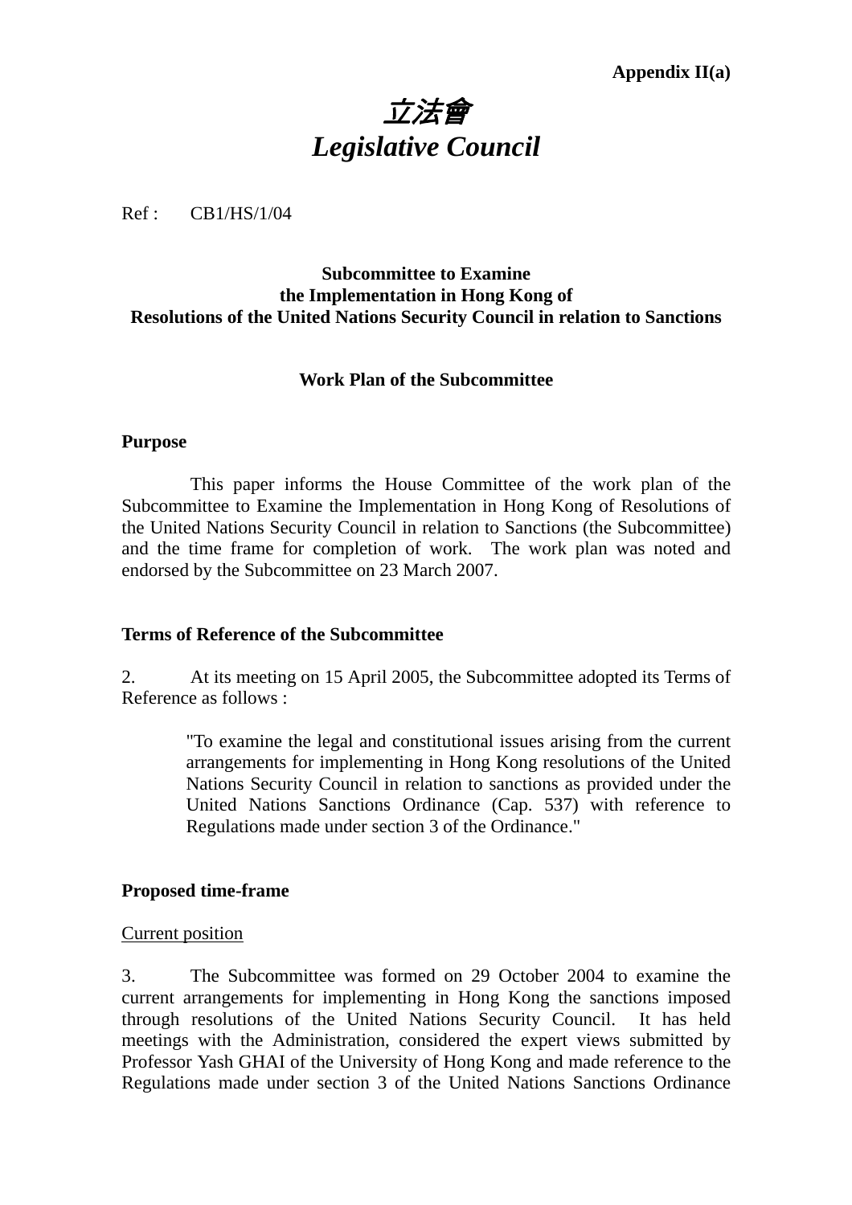**Appendix II(a)**

# *立法會*
# *Legislative Council*

Ref : CB1/HS/1/04

**Subcommittee to Examine the Implementation in Hong Kong of Resolutions of the United Nations Security Council in relation to Sanctions**

**Work Plan of the Subcommittee**

**Purpose**

This paper informs the House Committee of the work plan of the Subcommittee to Examine the Implementation in Hong Kong of Resolutions of the United Nations Security Council in relation to Sanctions (the Subcommittee) and the time frame for completion of work. The work plan was noted and endorsed by the Subcommittee on 23 March 2007.

**Terms of Reference of the Subcommittee**

2. At its meeting on 15 April 2005, the Subcommittee adopted its Terms of Reference as follows :

> "To examine the legal and constitutional issues arising from the current arrangements for implementing in Hong Kong resolutions of the United Nations Security Council in relation to sanctions as provided under the United Nations Sanctions Ordinance (Cap. 537) with reference to Regulations made under section 3 of the Ordinance."

**Proposed time-frame**

Current position

3. The Subcommittee was formed on 29 October 2004 to examine the current arrangements for implementing in Hong Kong the sanctions imposed through resolutions of the United Nations Security Council. It has held meetings with the Administration, considered the expert views submitted by Professor Yash GHAI of the University of Hong Kong and made reference to the Regulations made under section 3 of the United Nations Sanctions Ordinance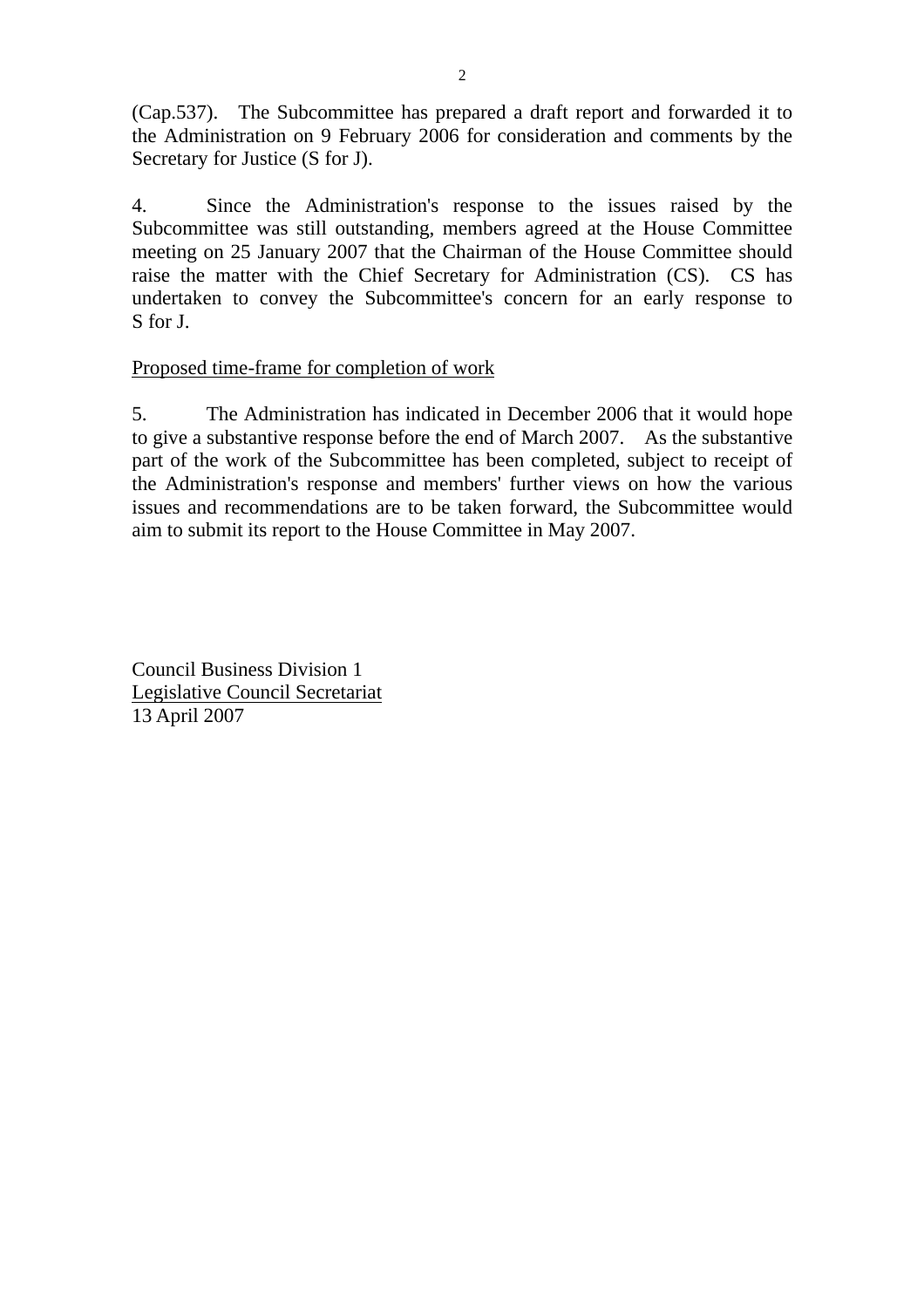(Cap.537). The Subcommittee has prepared a draft report and forwarded it to the Administration on 9 February 2006 for consideration and comments by the Secretary for Justice (S for J).

4. Since the Administration's response to the issues raised by the Subcommittee was still outstanding, members agreed at the House Committee meeting on 25 January 2007 that the Chairman of the House Committee should raise the matter with the Chief Secretary for Administration (CS). CS has undertaken to convey the Subcommittee's concern for an early response to S for J.

<u>Proposed time-frame for completion of work</u>

5. The Administration has indicated in December 2006 that it would hope to give a substantive response before the end of March 2007. As the substantive part of the work of the Subcommittee has been completed, subject to receipt of the Administration's response and members' further views on how the various issues and recommendations are to be taken forward, the Subcommittee would aim to submit its report to the House Committee in May 2007.

Council Business Division 1
<u>Legislative Council Secretariat</u>
13 April 2007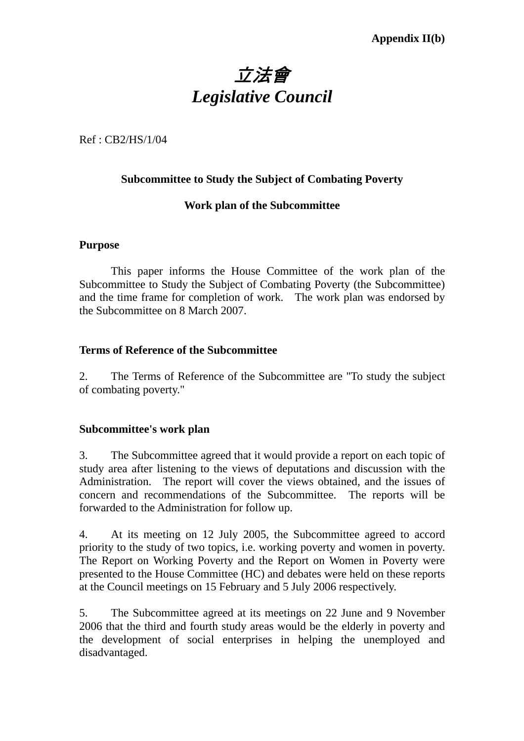**Appendix II(b)**

# *立法會*
# *Legislative Council*

Ref : CB2/HS/1/04

**Subcommittee to Study the Subject of Combating Poverty**

**Work plan of the Subcommittee**

**Purpose**

This paper informs the House Committee of the work plan of the Subcommittee to Study the Subject of Combating Poverty (the Subcommittee) and the time frame for completion of work. The work plan was endorsed by the Subcommittee on 8 March 2007.

**Terms of Reference of the Subcommittee**

2. The Terms of Reference of the Subcommittee are "To study the subject of combating poverty."

**Subcommittee's work plan**

3. The Subcommittee agreed that it would provide a report on each topic of study area after listening to the views of deputations and discussion with the Administration. The report will cover the views obtained, and the issues of concern and recommendations of the Subcommittee. The reports will be forwarded to the Administration for follow up.

4. At its meeting on 12 July 2005, the Subcommittee agreed to accord priority to the study of two topics, i.e. working poverty and women in poverty. The Report on Working Poverty and the Report on Women in Poverty were presented to the House Committee (HC) and debates were held on these reports at the Council meetings on 15 February and 5 July 2006 respectively.

5. The Subcommittee agreed at its meetings on 22 June and 9 November 2006 that the third and fourth study areas would be the elderly in poverty and the development of social enterprises in helping the unemployed and disadvantaged.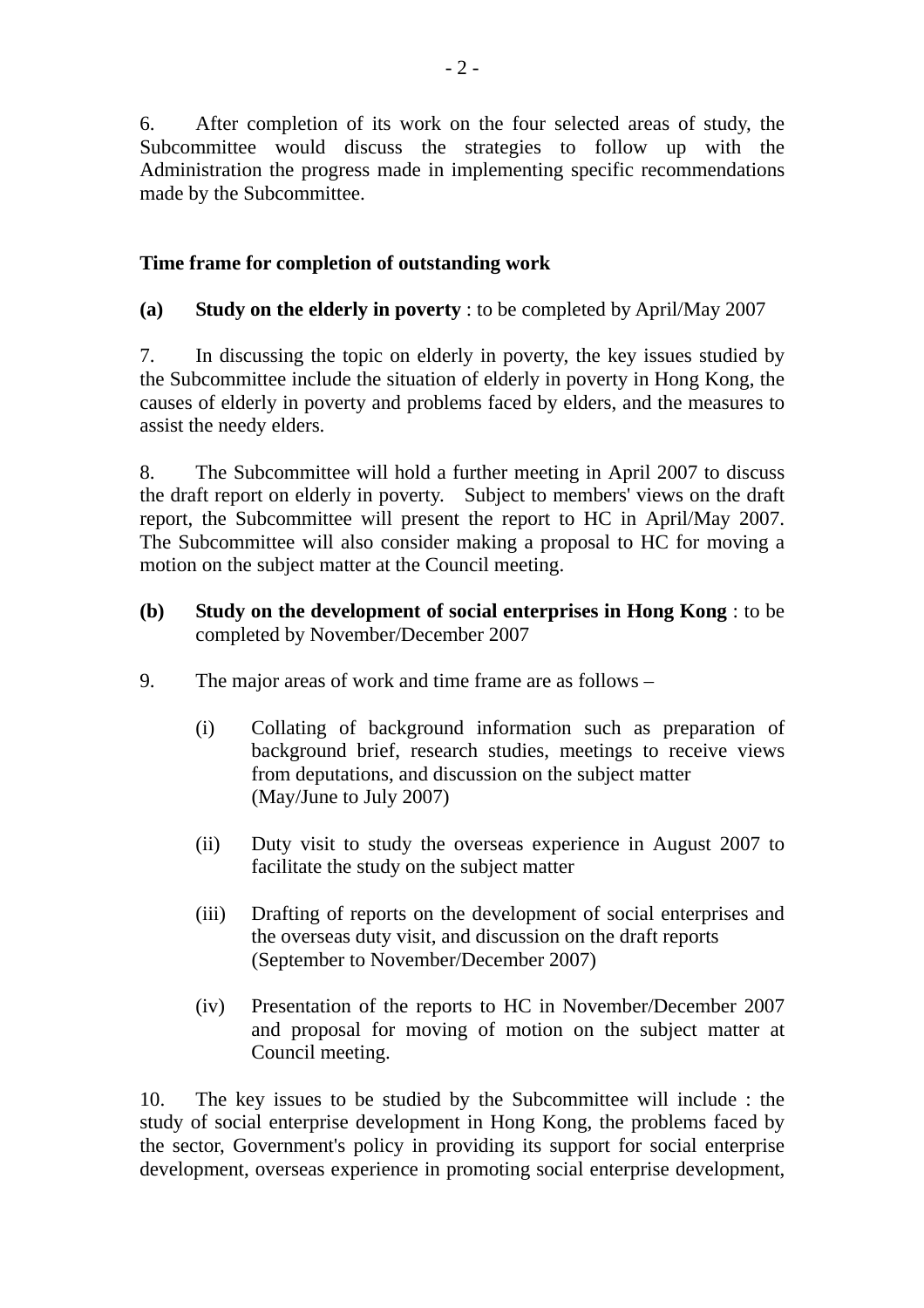6. After completion of its work on the four selected areas of study, the Subcommittee would discuss the strategies to follow up with the Administration the progress made in implementing specific recommendations made by the Subcommittee.

**Time frame for completion of outstanding work**

**(a) Study on the elderly in poverty** : to be completed by April/May 2007

7. In discussing the topic on elderly in poverty, the key issues studied by the Subcommittee include the situation of elderly in poverty in Hong Kong, the causes of elderly in poverty and problems faced by elders, and the measures to assist the needy elders.

8. The Subcommittee will hold a further meeting in April 2007 to discuss the draft report on elderly in poverty. Subject to members' views on the draft report, the Subcommittee will present the report to HC in April/May 2007. The Subcommittee will also consider making a proposal to HC for moving a motion on the subject matter at the Council meeting.

**(b) Study on the development of social enterprises in Hong Kong** : to be completed by November/December 2007

9. The major areas of work and time frame are as follows –

(i) Collating of background information such as preparation of background brief, research studies, meetings to receive views from deputations, and discussion on the subject matter (May/June to July 2007)

(ii) Duty visit to study the overseas experience in August 2007 to facilitate the study on the subject matter

(iii) Drafting of reports on the development of social enterprises and the overseas duty visit, and discussion on the draft reports (September to November/December 2007)

(iv) Presentation of the reports to HC in November/December 2007 and proposal for moving of motion on the subject matter at Council meeting.

10. The key issues to be studied by the Subcommittee will include : the study of social enterprise development in Hong Kong, the problems faced by the sector, Government's policy in providing its support for social enterprise development, overseas experience in promoting social enterprise development,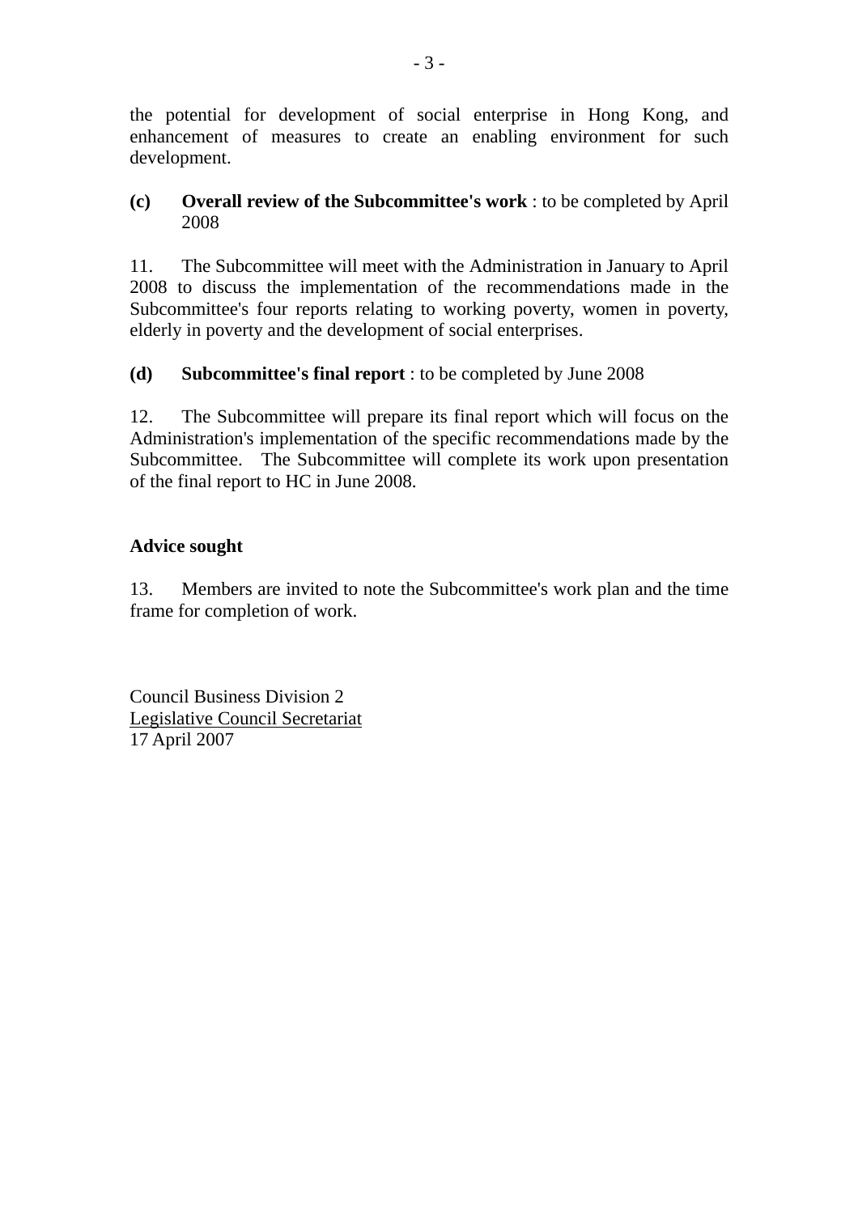the potential for development of social enterprise in Hong Kong, and enhancement of measures to create an enabling environment for such development.

**(c) Overall review of the Subcommittee's work** : to be completed by April 2008

11. The Subcommittee will meet with the Administration in January to April 2008 to discuss the implementation of the recommendations made in the Subcommittee's four reports relating to working poverty, women in poverty, elderly in poverty and the development of social enterprises.

**(d) Subcommittee's final report** : to be completed by June 2008

12. The Subcommittee will prepare its final report which will focus on the Administration's implementation of the specific recommendations made by the Subcommittee. The Subcommittee will complete its work upon presentation of the final report to HC in June 2008.

**Advice sought**

13. Members are invited to note the Subcommittee's work plan and the time frame for completion of work.

Council Business Division 2
Legislative Council Secretariat
17 April 2007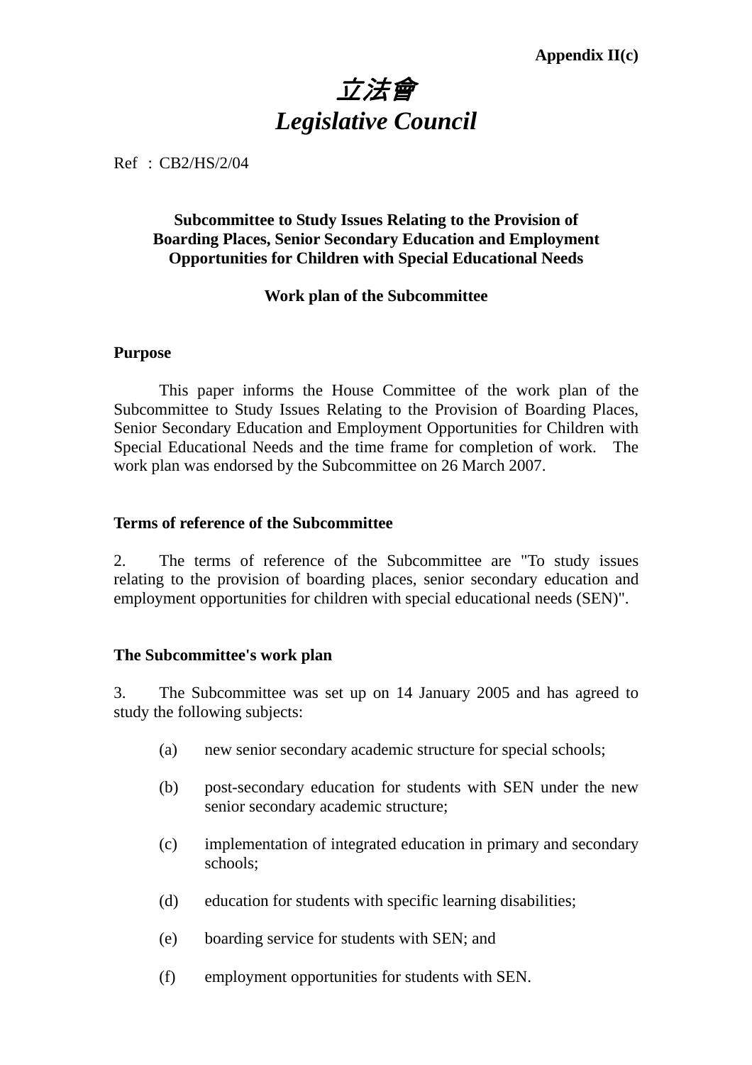**Appendix II(c)**

# *立法會*
# *Legislative Council*

Ref : CB2/HS/2/04

**Subcommittee to Study Issues Relating to the Provision of Boarding Places, Senior Secondary Education and Employment Opportunities for Children with Special Educational Needs**

**Work plan of the Subcommittee**

## Purpose

This paper informs the House Committee of the work plan of the Subcommittee to Study Issues Relating to the Provision of Boarding Places, Senior Secondary Education and Employment Opportunities for Children with Special Educational Needs and the time frame for completion of work. The work plan was endorsed by the Subcommittee on 26 March 2007.

## Terms of reference of the Subcommittee

2. The terms of reference of the Subcommittee are "To study issues relating to the provision of boarding places, senior secondary education and employment opportunities for children with special educational needs (SEN)".

## The Subcommittee's work plan

3. The Subcommittee was set up on 14 January 2005 and has agreed to study the following subjects:

(a) new senior secondary academic structure for special schools;

(b) post-secondary education for students with SEN under the new senior secondary academic structure;

(c) implementation of integrated education in primary and secondary schools;

(d) education for students with specific learning disabilities;

(e) boarding service for students with SEN; and

(f) employment opportunities for students with SEN.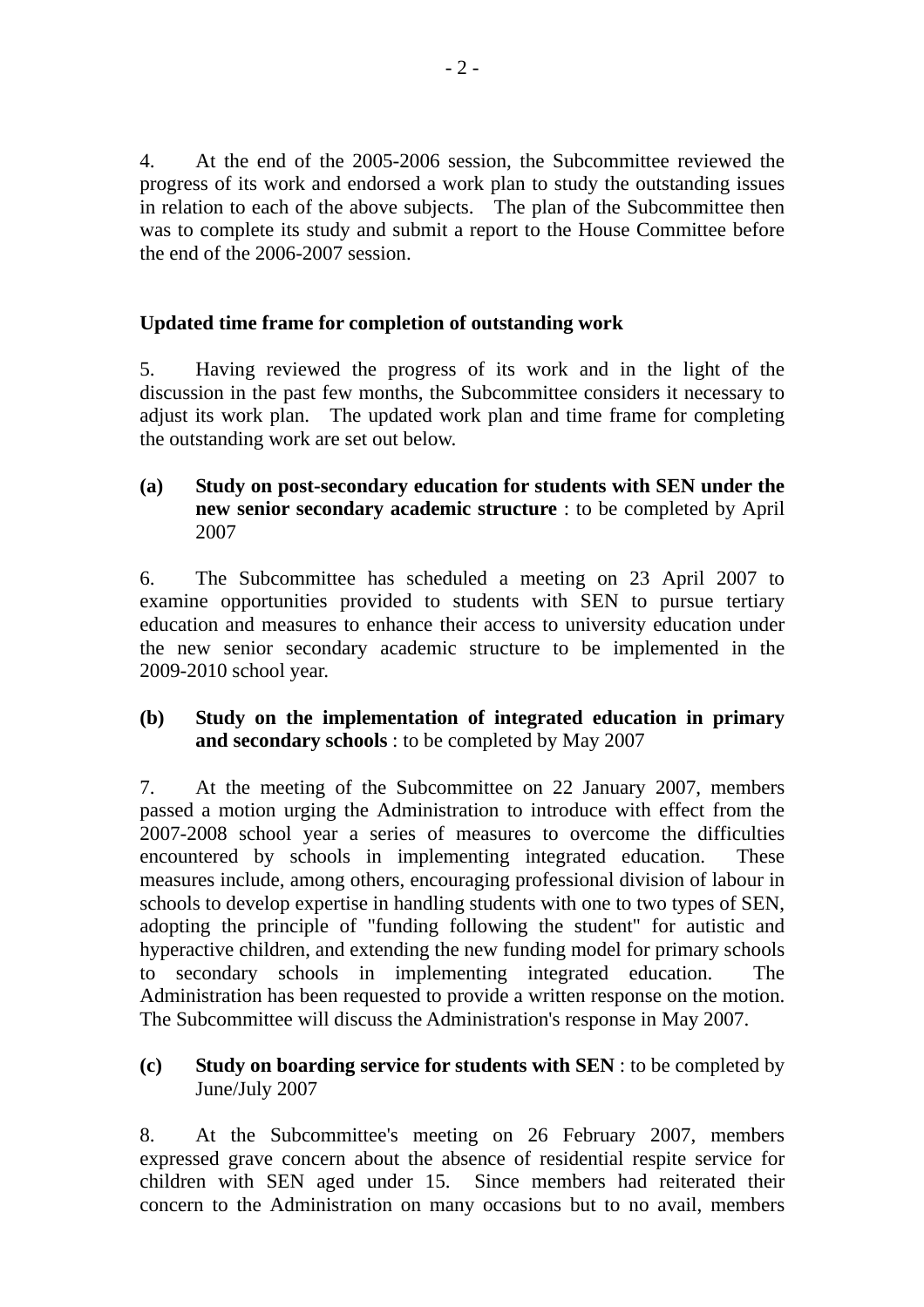4. At the end of the 2005-2006 session, the Subcommittee reviewed the progress of its work and endorsed a work plan to study the outstanding issues in relation to each of the above subjects. The plan of the Subcommittee then was to complete its study and submit a report to the House Committee before the end of the 2006-2007 session.

**Updated time frame for completion of outstanding work**

5. Having reviewed the progress of its work and in the light of the discussion in the past few months, the Subcommittee considers it necessary to adjust its work plan. The updated work plan and time frame for completing the outstanding work are set out below.

**(a) Study on post-secondary education for students with SEN under the new senior secondary academic structure** : to be completed by April 2007

6. The Subcommittee has scheduled a meeting on 23 April 2007 to examine opportunities provided to students with SEN to pursue tertiary education and measures to enhance their access to university education under the new senior secondary academic structure to be implemented in the 2009-2010 school year.

**(b) Study on the implementation of integrated education in primary and secondary schools** : to be completed by May 2007

7. At the meeting of the Subcommittee on 22 January 2007, members passed a motion urging the Administration to introduce with effect from the 2007-2008 school year a series of measures to overcome the difficulties encountered by schools in implementing integrated education. These measures include, among others, encouraging professional division of labour in schools to develop expertise in handling students with one to two types of SEN, adopting the principle of "funding following the student" for autistic and hyperactive children, and extending the new funding model for primary schools to secondary schools in implementing integrated education. The Administration has been requested to provide a written response on the motion. The Subcommittee will discuss the Administration's response in May 2007.

**(c) Study on boarding service for students with SEN** : to be completed by June/July 2007

8. At the Subcommittee's meeting on 26 February 2007, members expressed grave concern about the absence of residential respite service for children with SEN aged under 15. Since members had reiterated their concern to the Administration on many occasions but to no avail, members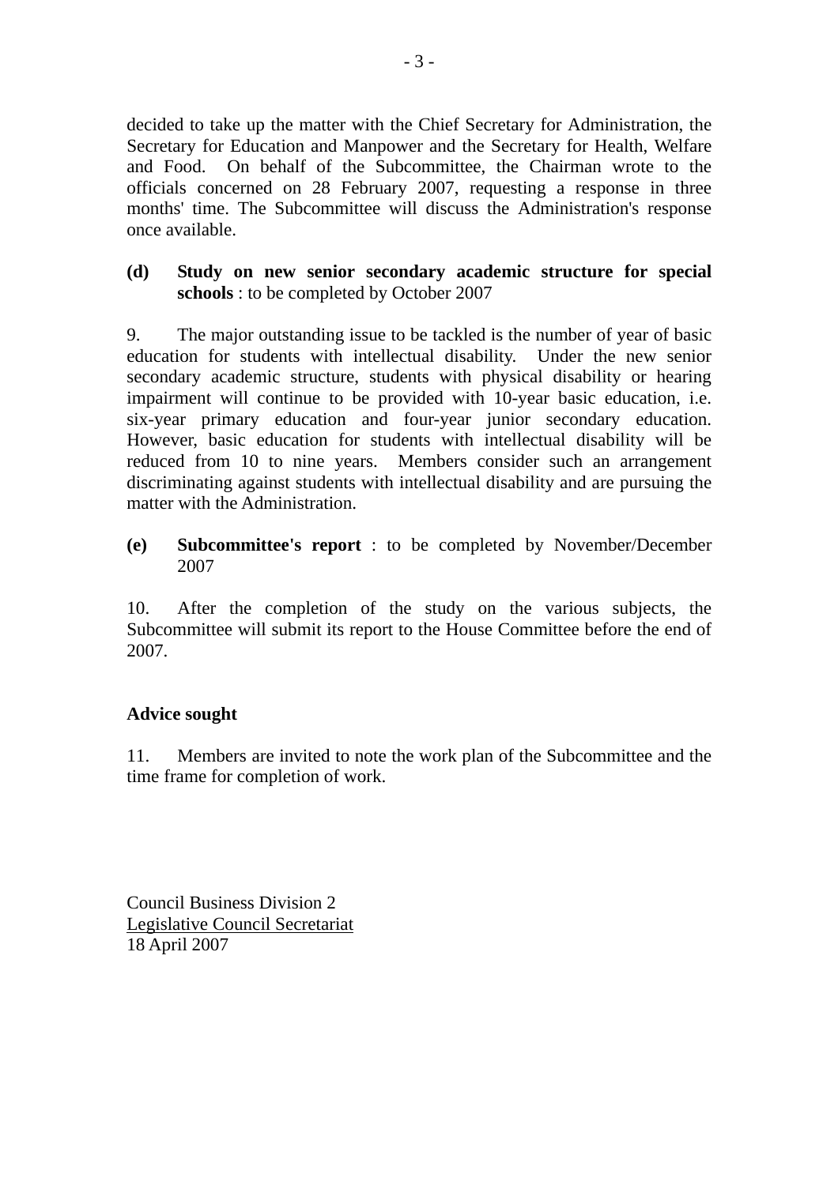decided to take up the matter with the Chief Secretary for Administration, the Secretary for Education and Manpower and the Secretary for Health, Welfare and Food. On behalf of the Subcommittee, the Chairman wrote to the officials concerned on 28 February 2007, requesting a response in three months' time. The Subcommittee will discuss the Administration's response once available.

**(d) Study on new senior secondary academic structure for special schools** : to be completed by October 2007

9. The major outstanding issue to be tackled is the number of year of basic education for students with intellectual disability. Under the new senior secondary academic structure, students with physical disability or hearing impairment will continue to be provided with 10-year basic education, i.e. six-year primary education and four-year junior secondary education. However, basic education for students with intellectual disability will be reduced from 10 to nine years. Members consider such an arrangement discriminating against students with intellectual disability and are pursuing the matter with the Administration.

**(e) Subcommittee's report** : to be completed by November/December 2007

10. After the completion of the study on the various subjects, the Subcommittee will submit its report to the House Committee before the end of 2007.

**Advice sought**

11. Members are invited to note the work plan of the Subcommittee and the time frame for completion of work.

Council Business Division 2
Legislative Council Secretariat
18 April 2007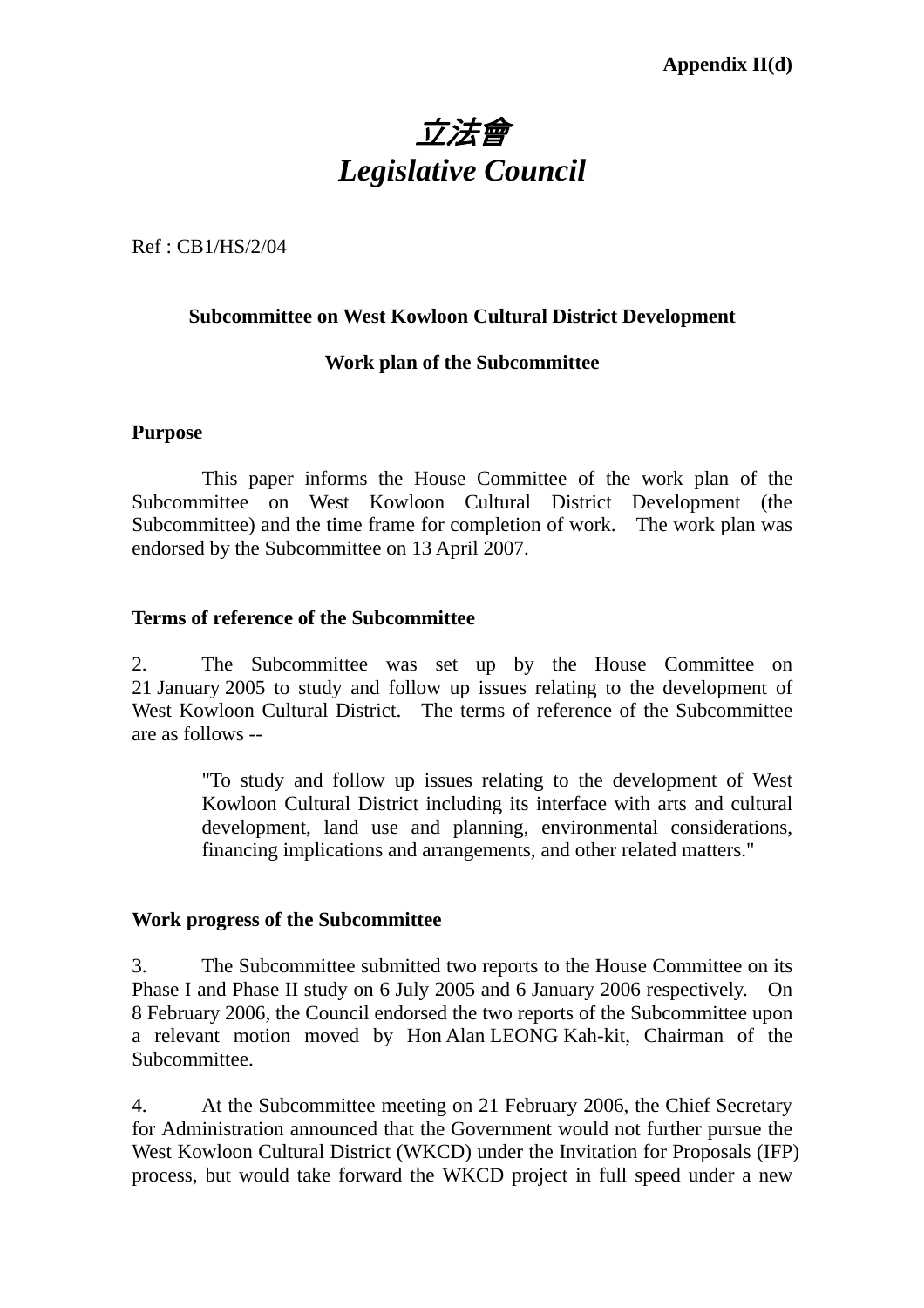**Appendix II(d)**

# *立法會*
# *Legislative Council*

Ref : CB1/HS/2/04

**Subcommittee on West Kowloon Cultural District Development**

**Work plan of the Subcommittee**

**Purpose**

This paper informs the House Committee of the work plan of the Subcommittee on West Kowloon Cultural District Development (the Subcommittee) and the time frame for completion of work. The work plan was endorsed by the Subcommittee on 13 April 2007.

**Terms of reference of the Subcommittee**

2. The Subcommittee was set up by the House Committee on 21 January 2005 to study and follow up issues relating to the development of West Kowloon Cultural District. The terms of reference of the Subcommittee are as follows --

> "To study and follow up issues relating to the development of West Kowloon Cultural District including its interface with arts and cultural development, land use and planning, environmental considerations, financing implications and arrangements, and other related matters."

**Work progress of the Subcommittee**

3. The Subcommittee submitted two reports to the House Committee on its Phase I and Phase II study on 6 July 2005 and 6 January 2006 respectively. On 8 February 2006, the Council endorsed the two reports of the Subcommittee upon a relevant motion moved by Hon Alan LEONG Kah-kit, Chairman of the Subcommittee.

4. At the Subcommittee meeting on 21 February 2006, the Chief Secretary for Administration announced that the Government would not further pursue the West Kowloon Cultural District (WKCD) under the Invitation for Proposals (IFP) process, but would take forward the WKCD project in full speed under a new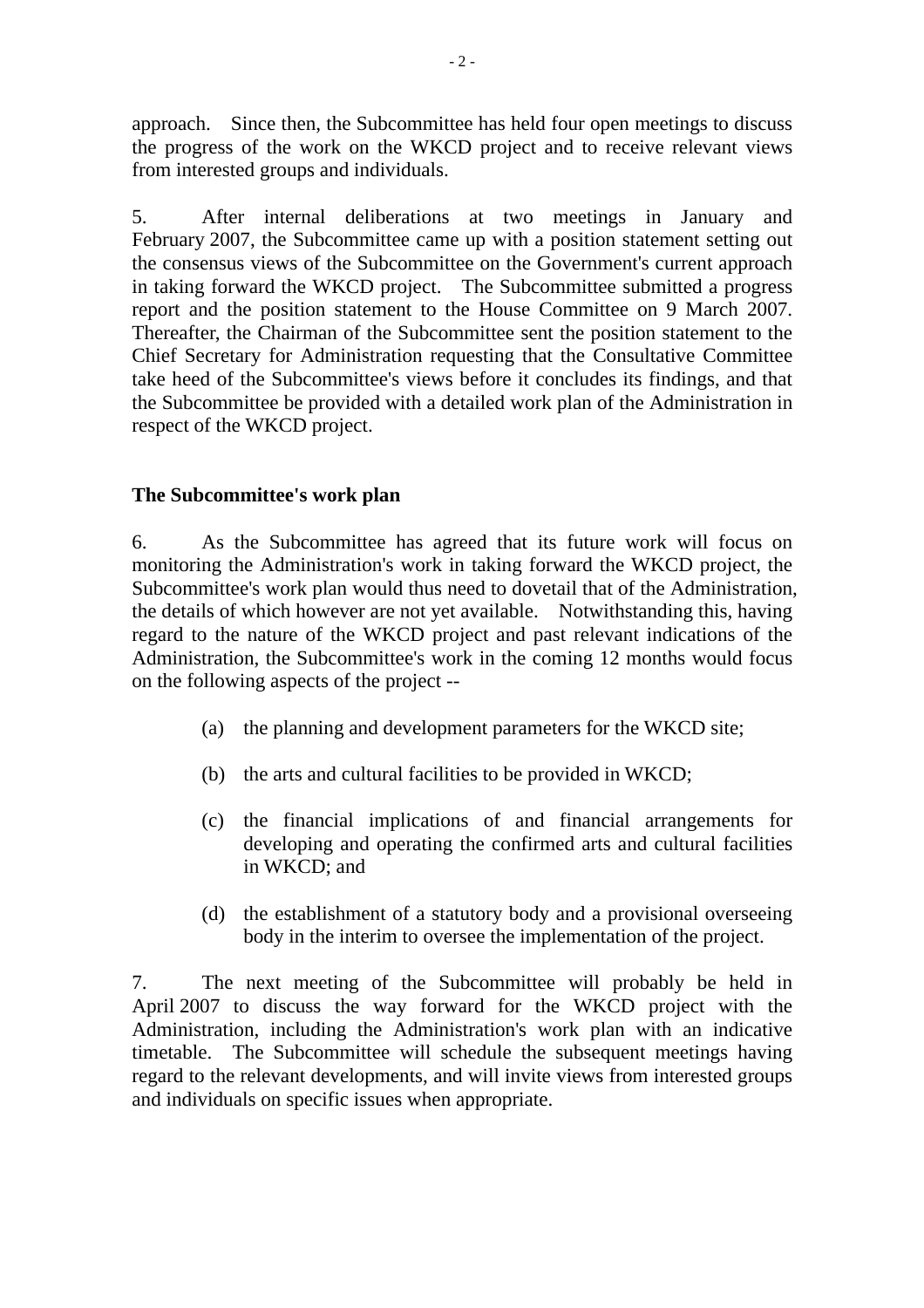approach. Since then, the Subcommittee has held four open meetings to discuss the progress of the work on the WKCD project and to receive relevant views from interested groups and individuals.

5. After internal deliberations at two meetings in January and February 2007, the Subcommittee came up with a position statement setting out the consensus views of the Subcommittee on the Government's current approach in taking forward the WKCD project. The Subcommittee submitted a progress report and the position statement to the House Committee on 9 March 2007. Thereafter, the Chairman of the Subcommittee sent the position statement to the Chief Secretary for Administration requesting that the Consultative Committee take heed of the Subcommittee's views before it concludes its findings, and that the Subcommittee be provided with a detailed work plan of the Administration in respect of the WKCD project.

**The Subcommittee's work plan**

6. As the Subcommittee has agreed that its future work will focus on monitoring the Administration's work in taking forward the WKCD project, the Subcommittee's work plan would thus need to dovetail that of the Administration, the details of which however are not yet available. Notwithstanding this, having regard to the nature of the WKCD project and past relevant indications of the Administration, the Subcommittee's work in the coming 12 months would focus on the following aspects of the project --

(a) the planning and development parameters for the WKCD site;

(b) the arts and cultural facilities to be provided in WKCD;

(c) the financial implications of and financial arrangements for developing and operating the confirmed arts and cultural facilities in WKCD; and

(d) the establishment of a statutory body and a provisional overseeing body in the interim to oversee the implementation of the project.

7. The next meeting of the Subcommittee will probably be held in April 2007 to discuss the way forward for the WKCD project with the Administration, including the Administration's work plan with an indicative timetable. The Subcommittee will schedule the subsequent meetings having regard to the relevant developments, and will invite views from interested groups and individuals on specific issues when appropriate.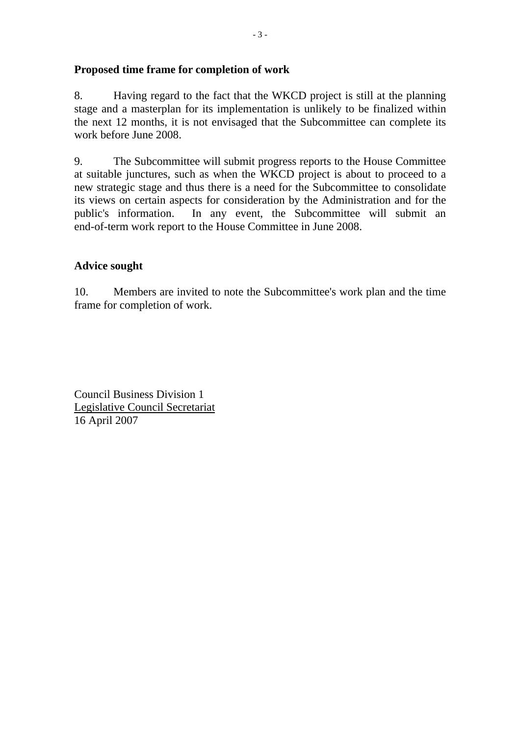**Proposed time frame for completion of work**

8. Having regard to the fact that the WKCD project is still at the planning stage and a masterplan for its implementation is unlikely to be finalized within the next 12 months, it is not envisaged that the Subcommittee can complete its work before June 2008.

9. The Subcommittee will submit progress reports to the House Committee at suitable junctures, such as when the WKCD project is about to proceed to a new strategic stage and thus there is a need for the Subcommittee to consolidate its views on certain aspects for consideration by the Administration and for the public's information. In any event, the Subcommittee will submit an end-of-term work report to the House Committee in June 2008.

**Advice sought**

10. Members are invited to note the Subcommittee's work plan and the time frame for completion of work.

Council Business Division 1
Legislative Council Secretariat
16 April 2007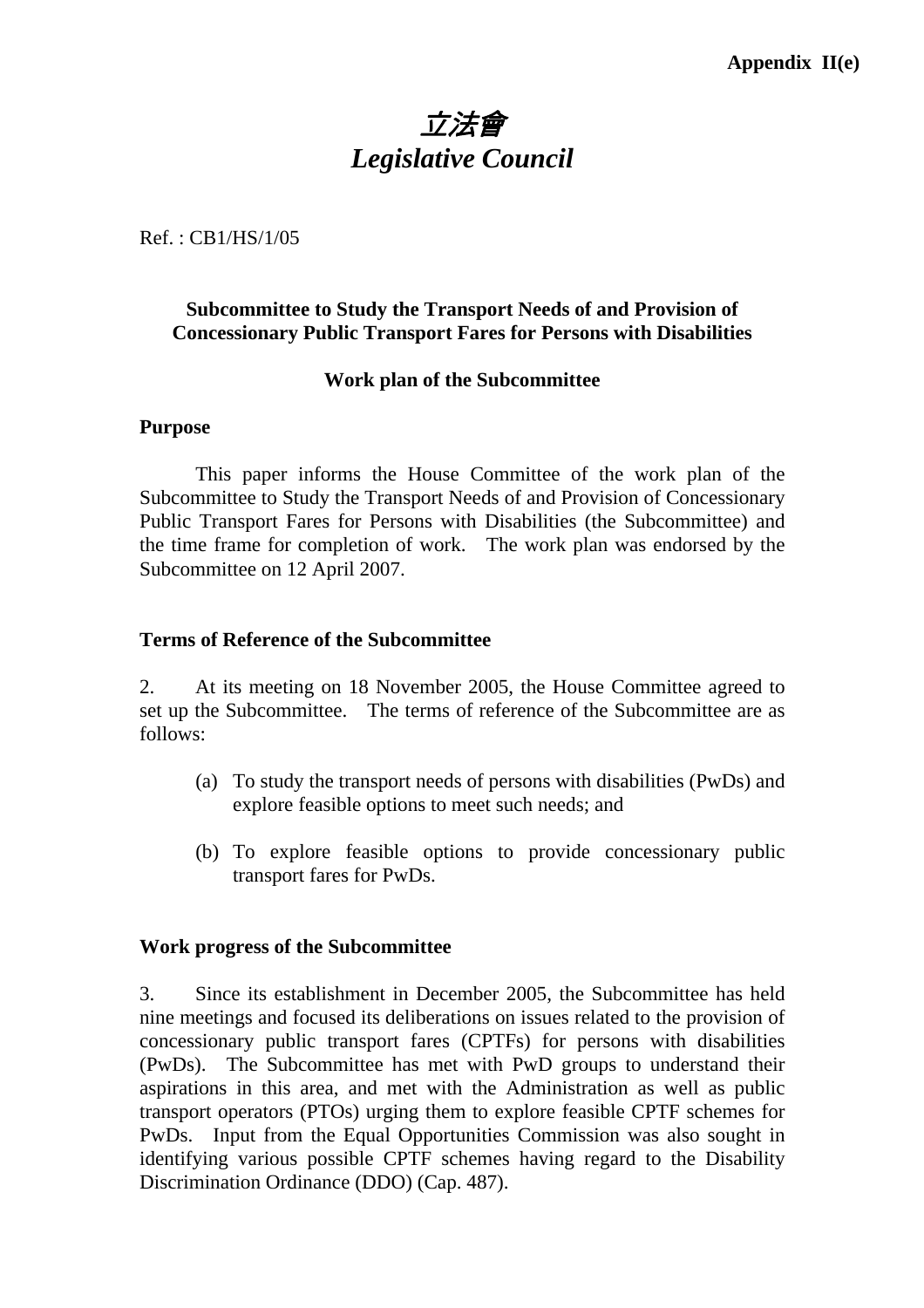**Appendix II(e)**

# *立法會*
# *Legislative Council*

Ref. : CB1/HS/1/05

**Subcommittee to Study the Transport Needs of and Provision of Concessionary Public Transport Fares for Persons with Disabilities**

**Work plan of the Subcommittee**

**Purpose**

This paper informs the House Committee of the work plan of the Subcommittee to Study the Transport Needs of and Provision of Concessionary Public Transport Fares for Persons with Disabilities (the Subcommittee) and the time frame for completion of work. The work plan was endorsed by the Subcommittee on 12 April 2007.

**Terms of Reference of the Subcommittee**

2. At its meeting on 18 November 2005, the House Committee agreed to set up the Subcommittee. The terms of reference of the Subcommittee are as follows:

(a) To study the transport needs of persons with disabilities (PwDs) and explore feasible options to meet such needs; and

(b) To explore feasible options to provide concessionary public transport fares for PwDs.

**Work progress of the Subcommittee**

3. Since its establishment in December 2005, the Subcommittee has held nine meetings and focused its deliberations on issues related to the provision of concessionary public transport fares (CPTFs) for persons with disabilities (PwDs). The Subcommittee has met with PwD groups to understand their aspirations in this area, and met with the Administration as well as public transport operators (PTOs) urging them to explore feasible CPTF schemes for PwDs. Input from the Equal Opportunities Commission was also sought in identifying various possible CPTF schemes having regard to the Disability Discrimination Ordinance (DDO) (Cap. 487).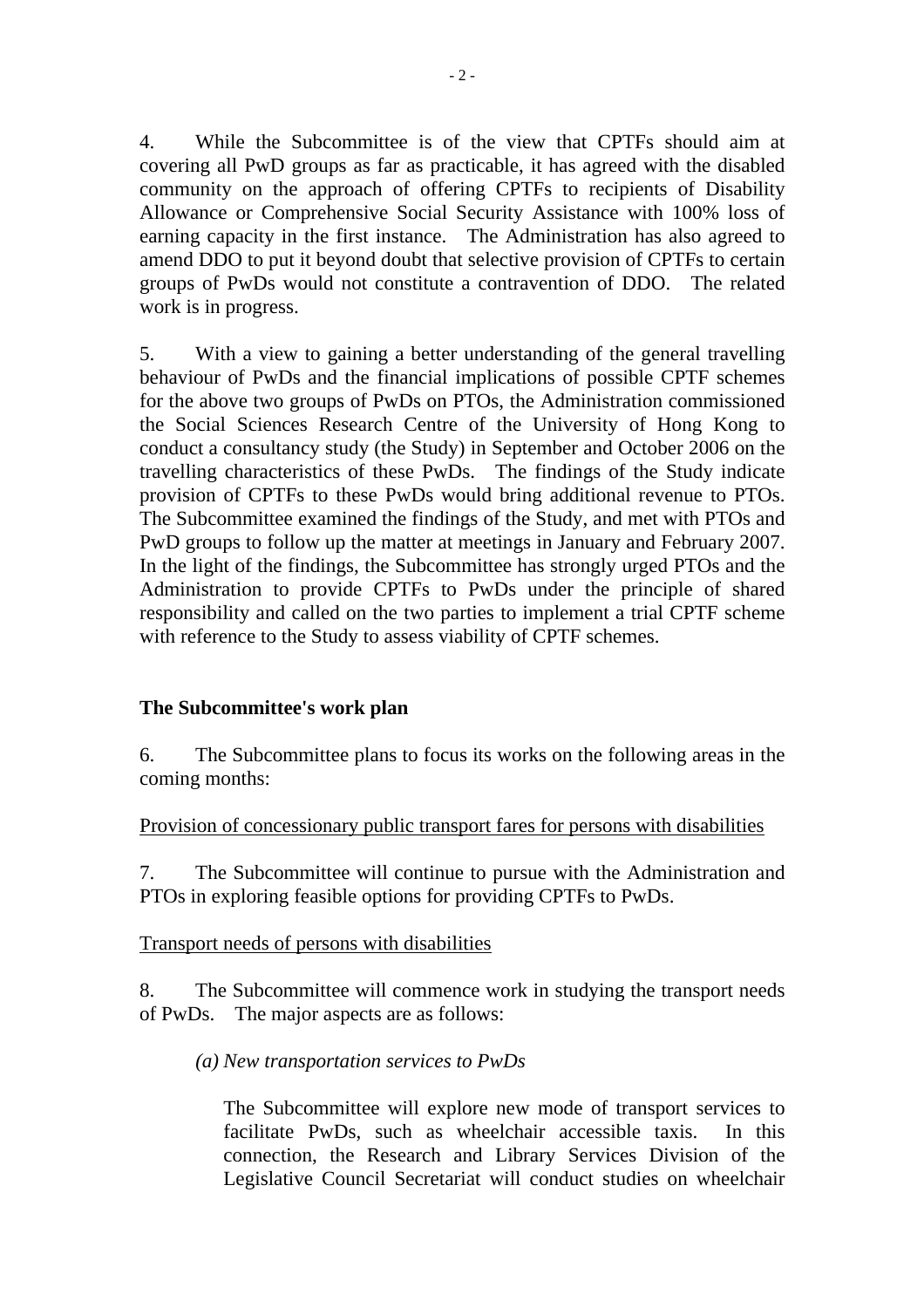4. While the Subcommittee is of the view that CPTFs should aim at covering all PwD groups as far as practicable, it has agreed with the disabled community on the approach of offering CPTFs to recipients of Disability Allowance or Comprehensive Social Security Assistance with 100% loss of earning capacity in the first instance. The Administration has also agreed to amend DDO to put it beyond doubt that selective provision of CPTFs to certain groups of PwDs would not constitute a contravention of DDO. The related work is in progress.

5. With a view to gaining a better understanding of the general travelling behaviour of PwDs and the financial implications of possible CPTF schemes for the above two groups of PwDs on PTOs, the Administration commissioned the Social Sciences Research Centre of the University of Hong Kong to conduct a consultancy study (the Study) in September and October 2006 on the travelling characteristics of these PwDs. The findings of the Study indicate provision of CPTFs to these PwDs would bring additional revenue to PTOs. The Subcommittee examined the findings of the Study, and met with PTOs and PwD groups to follow up the matter at meetings in January and February 2007. In the light of the findings, the Subcommittee has strongly urged PTOs and the Administration to provide CPTFs to PwDs under the principle of shared responsibility and called on the two parties to implement a trial CPTF scheme with reference to the Study to assess viability of CPTF schemes.

**The Subcommittee's work plan**

6. The Subcommittee plans to focus its works on the following areas in the coming months:

<u>Provision of concessionary public transport fares for persons with disabilities</u>

7. The Subcommittee will continue to pursue with the Administration and PTOs in exploring feasible options for providing CPTFs to PwDs.

<u>Transport needs of persons with disabilities</u>

8. The Subcommittee will commence work in studying the transport needs of PwDs. The major aspects are as follows:

*(a) New transportation services to PwDs*

The Subcommittee will explore new mode of transport services to facilitate PwDs, such as wheelchair accessible taxis. In this connection, the Research and Library Services Division of the Legislative Council Secretariat will conduct studies on wheelchair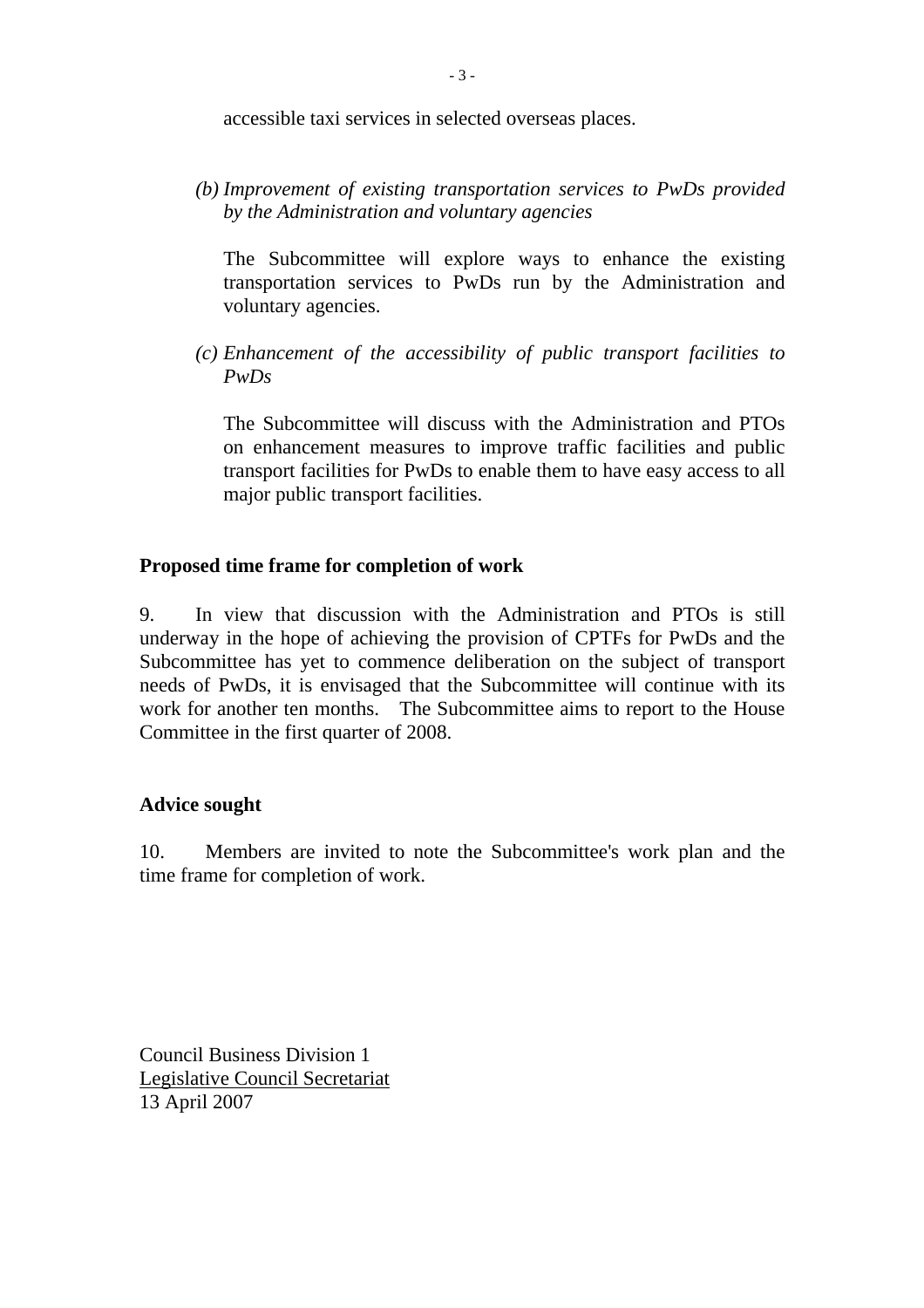accessible taxi services in selected overseas places.

*(b) Improvement of existing transportation services to PwDs provided by the Administration and voluntary agencies*

The Subcommittee will explore ways to enhance the existing transportation services to PwDs run by the Administration and voluntary agencies.

*(c) Enhancement of the accessibility of public transport facilities to PwDs*

The Subcommittee will discuss with the Administration and PTOs on enhancement measures to improve traffic facilities and public transport facilities for PwDs to enable them to have easy access to all major public transport facilities.

**Proposed time frame for completion of work**

9. In view that discussion with the Administration and PTOs is still underway in the hope of achieving the provision of CPTFs for PwDs and the Subcommittee has yet to commence deliberation on the subject of transport needs of PwDs, it is envisaged that the Subcommittee will continue with its work for another ten months. The Subcommittee aims to report to the House Committee in the first quarter of 2008.

**Advice sought**

10. Members are invited to note the Subcommittee's work plan and the time frame for completion of work.

Council Business Division 1
Legislative Council Secretariat
13 April 2007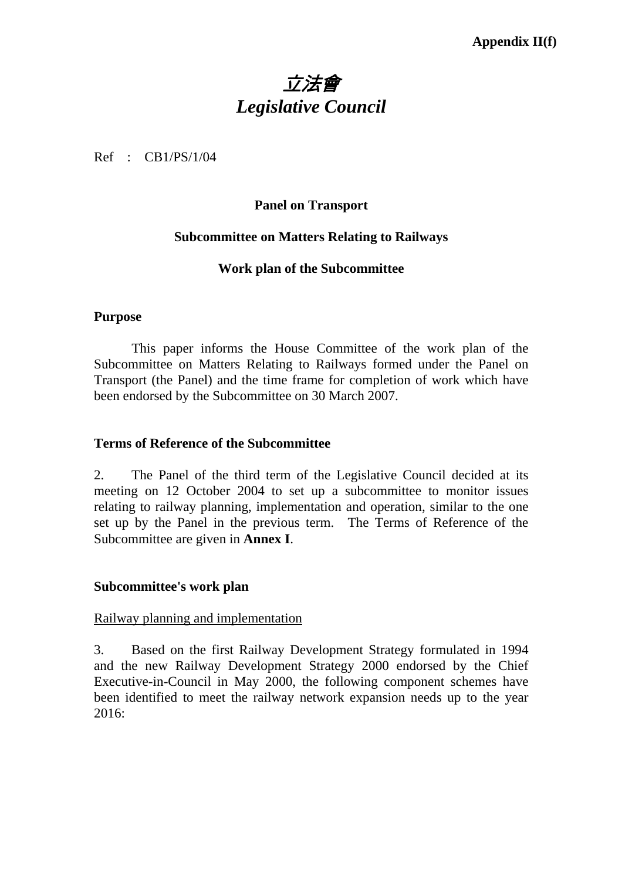**Appendix II(f)**

# *立法會*
# *Legislative Council*

Ref : CB1/PS/1/04

**Panel on Transport**

**Subcommittee on Matters Relating to Railways**

**Work plan of the Subcommittee**

**Purpose**

This paper informs the House Committee of the work plan of the Subcommittee on Matters Relating to Railways formed under the Panel on Transport (the Panel) and the time frame for completion of work which have been endorsed by the Subcommittee on 30 March 2007.

**Terms of Reference of the Subcommittee**

2. The Panel of the third term of the Legislative Council decided at its meeting on 12 October 2004 to set up a subcommittee to monitor issues relating to railway planning, implementation and operation, similar to the one set up by the Panel in the previous term. The Terms of Reference of the Subcommittee are given in **Annex I**.

**Subcommittee's work plan**

Railway planning and implementation

3. Based on the first Railway Development Strategy formulated in 1994 and the new Railway Development Strategy 2000 endorsed by the Chief Executive-in-Council in May 2000, the following component schemes have been identified to meet the railway network expansion needs up to the year 2016: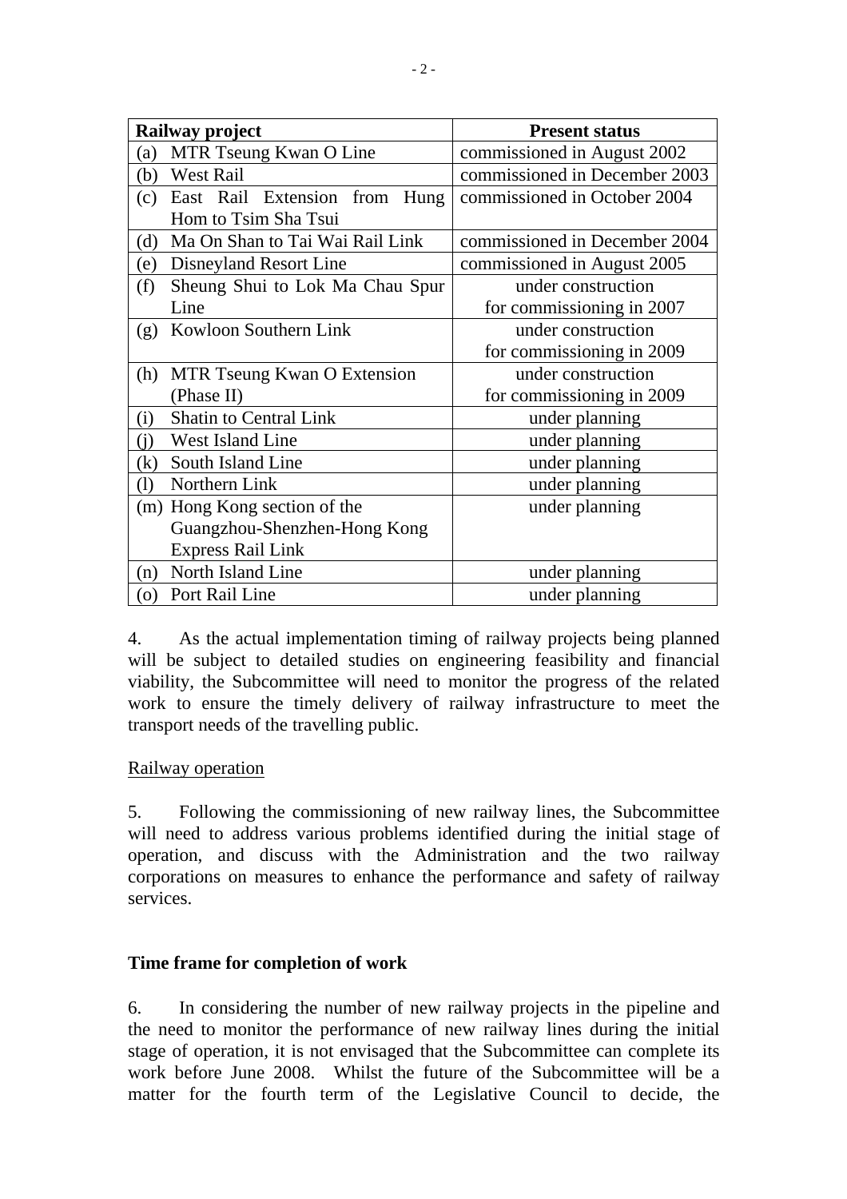| Railway project | Present status |
|---|---|
| (a) MTR Tseung Kwan O Line | commissioned in August 2002 |
| (b) West Rail | commissioned in December 2003 |
| (c) East Rail Extension from Hung Hom to Tsim Sha Tsui | commissioned in October 2004 |
| (d) Ma On Shan to Tai Wai Rail Link | commissioned in December 2004 |
| (e) Disneyland Resort Line | commissioned in August 2005 |
| (f) Sheung Shui to Lok Ma Chau Spur Line | under construction for commissioning in 2007 |
| (g) Kowloon Southern Link | under construction for commissioning in 2009 |
| (h) MTR Tseung Kwan O Extension (Phase II) | under construction for commissioning in 2009 |
| (i) Shatin to Central Link | under planning |
| (j) West Island Line | under planning |
| (k) South Island Line | under planning |
| (l) Northern Link | under planning |
| (m) Hong Kong section of the Guangzhou-Shenzhen-Hong Kong Express Rail Link | under planning |
| (n) North Island Line | under planning |
| (o) Port Rail Line | under planning |

4. As the actual implementation timing of railway projects being planned will be subject to detailed studies on engineering feasibility and financial viability, the Subcommittee will need to monitor the progress of the related work to ensure the timely delivery of railway infrastructure to meet the transport needs of the travelling public.

Railway operation

5. Following the commissioning of new railway lines, the Subcommittee will need to address various problems identified during the initial stage of operation, and discuss with the Administration and the two railway corporations on measures to enhance the performance and safety of railway services.

**Time frame for completion of work**

6. In considering the number of new railway projects in the pipeline and the need to monitor the performance of new railway lines during the initial stage of operation, it is not envisaged that the Subcommittee can complete its work before June 2008. Whilst the future of the Subcommittee will be a matter for the fourth term of the Legislative Council to decide, the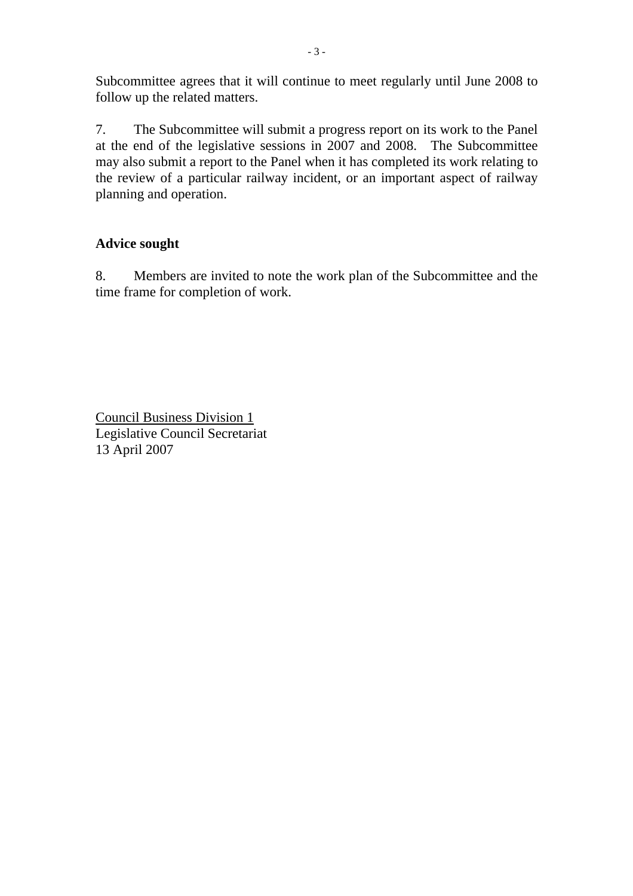Subcommittee agrees that it will continue to meet regularly until June 2008 to follow up the related matters.

7. The Subcommittee will submit a progress report on its work to the Panel at the end of the legislative sessions in 2007 and 2008. The Subcommittee may also submit a report to the Panel when it has completed its work relating to the review of a particular railway incident, or an important aspect of railway planning and operation.

**Advice sought**

8. Members are invited to note the work plan of the Subcommittee and the time frame for completion of work.

<u>Council Business Division 1</u>
Legislative Council Secretariat
13 April 2007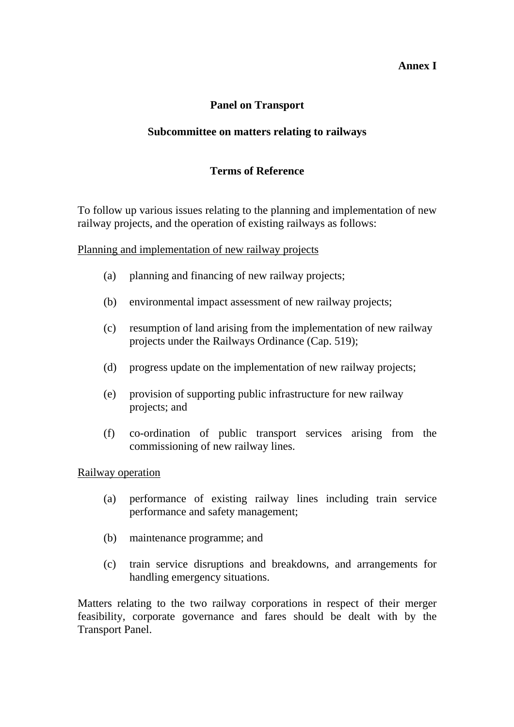**Annex I**

# Panel on Transport

## Subcommittee on matters relating to railways

### Terms of Reference

To follow up various issues relating to the planning and implementation of new railway projects, and the operation of existing railways as follows:

Planning and implementation of new railway projects

(a) planning and financing of new railway projects;

(b) environmental impact assessment of new railway projects;

(c) resumption of land arising from the implementation of new railway projects under the Railways Ordinance (Cap. 519);

(d) progress update on the implementation of new railway projects;

(e) provision of supporting public infrastructure for new railway projects; and

(f) co-ordination of public transport services arising from the commissioning of new railway lines.

Railway operation

(a) performance of existing railway lines including train service performance and safety management;

(b) maintenance programme; and

(c) train service disruptions and breakdowns, and arrangements for handling emergency situations.

Matters relating to the two railway corporations in respect of their merger feasibility, corporate governance and fares should be dealt with by the Transport Panel.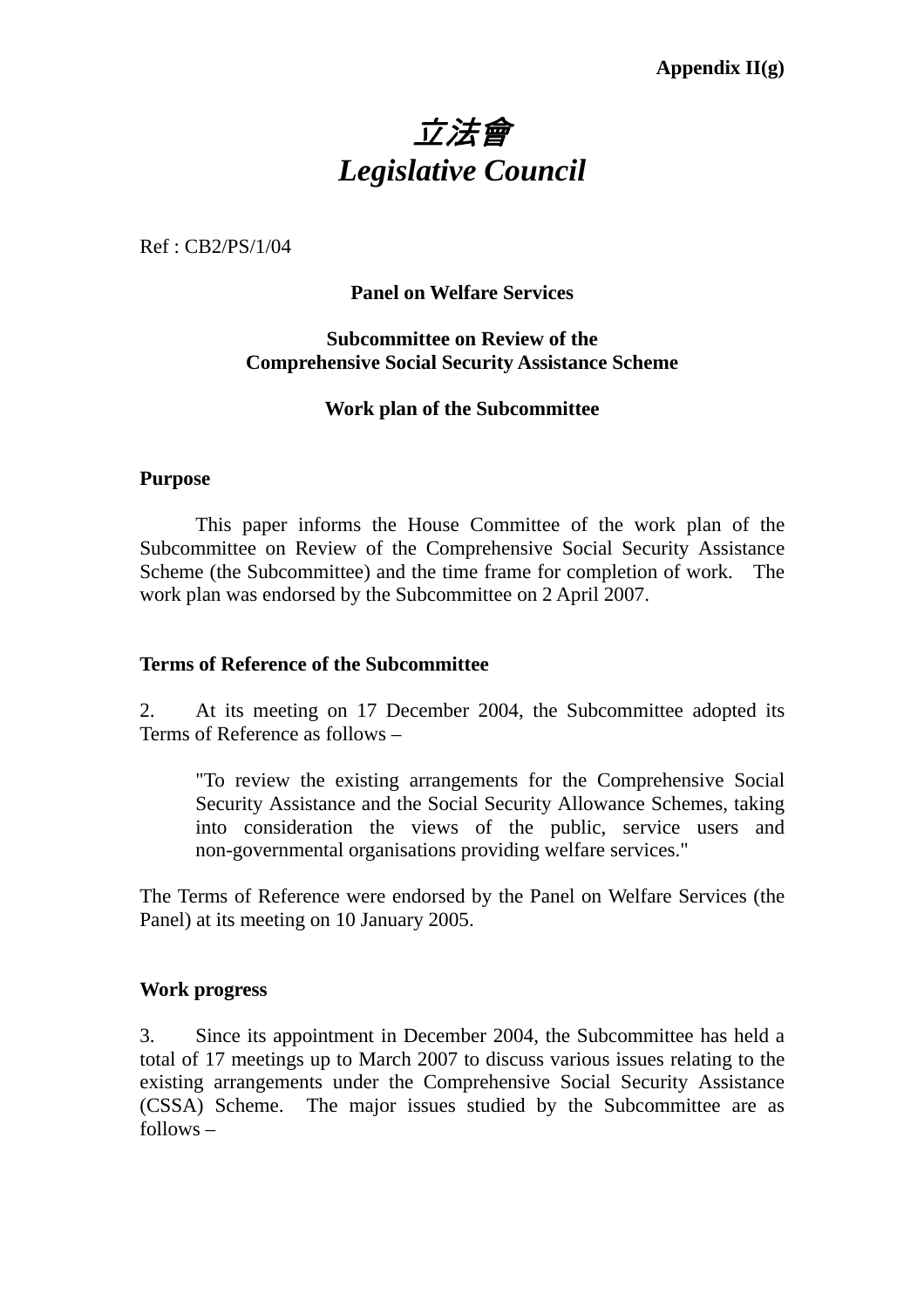**Appendix II(g)**

# *立法會*
# *Legislative Council*

Ref : CB2/PS/1/04

**Panel on Welfare Services**

**Subcommittee on Review of the Comprehensive Social Security Assistance Scheme**

**Work plan of the Subcommittee**

## Purpose

This paper informs the House Committee of the work plan of the Subcommittee on Review of the Comprehensive Social Security Assistance Scheme (the Subcommittee) and the time frame for completion of work. The work plan was endorsed by the Subcommittee on 2 April 2007.

## Terms of Reference of the Subcommittee

2. At its meeting on 17 December 2004, the Subcommittee adopted its Terms of Reference as follows –

> "To review the existing arrangements for the Comprehensive Social Security Assistance and the Social Security Allowance Schemes, taking into consideration the views of the public, service users and non-governmental organisations providing welfare services."

The Terms of Reference were endorsed by the Panel on Welfare Services (the Panel) at its meeting on 10 January 2005.

## Work progress

3. Since its appointment in December 2004, the Subcommittee has held a total of 17 meetings up to March 2007 to discuss various issues relating to the existing arrangements under the Comprehensive Social Security Assistance (CSSA) Scheme. The major issues studied by the Subcommittee are as follows –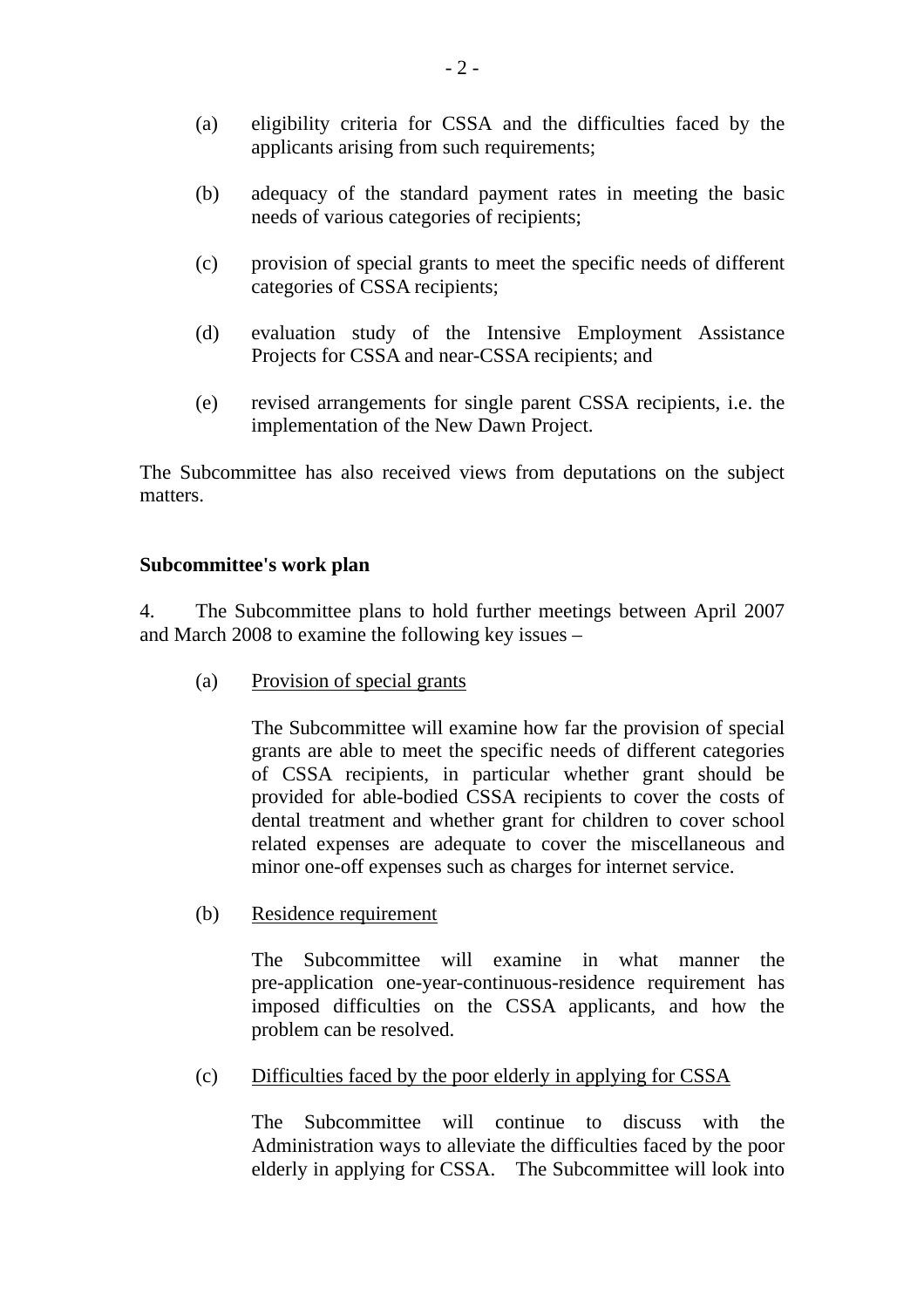(a) eligibility criteria for CSSA and the difficulties faced by the applicants arising from such requirements;

(b) adequacy of the standard payment rates in meeting the basic needs of various categories of recipients;

(c) provision of special grants to meet the specific needs of different categories of CSSA recipients;

(d) evaluation study of the Intensive Employment Assistance Projects for CSSA and near-CSSA recipients; and

(e) revised arrangements for single parent CSSA recipients, i.e. the implementation of the New Dawn Project.

The Subcommittee has also received views from deputations on the subject matters.

**Subcommittee's work plan**

4. The Subcommittee plans to hold further meetings between April 2007 and March 2008 to examine the following key issues –

(a) Provision of special grants

The Subcommittee will examine how far the provision of special grants are able to meet the specific needs of different categories of CSSA recipients, in particular whether grant should be provided for able-bodied CSSA recipients to cover the costs of dental treatment and whether grant for children to cover school related expenses are adequate to cover the miscellaneous and minor one-off expenses such as charges for internet service.

(b) Residence requirement

The Subcommittee will examine in what manner the pre-application one-year-continuous-residence requirement has imposed difficulties on the CSSA applicants, and how the problem can be resolved.

(c) Difficulties faced by the poor elderly in applying for CSSA

The Subcommittee will continue to discuss with the Administration ways to alleviate the difficulties faced by the poor elderly in applying for CSSA. The Subcommittee will look into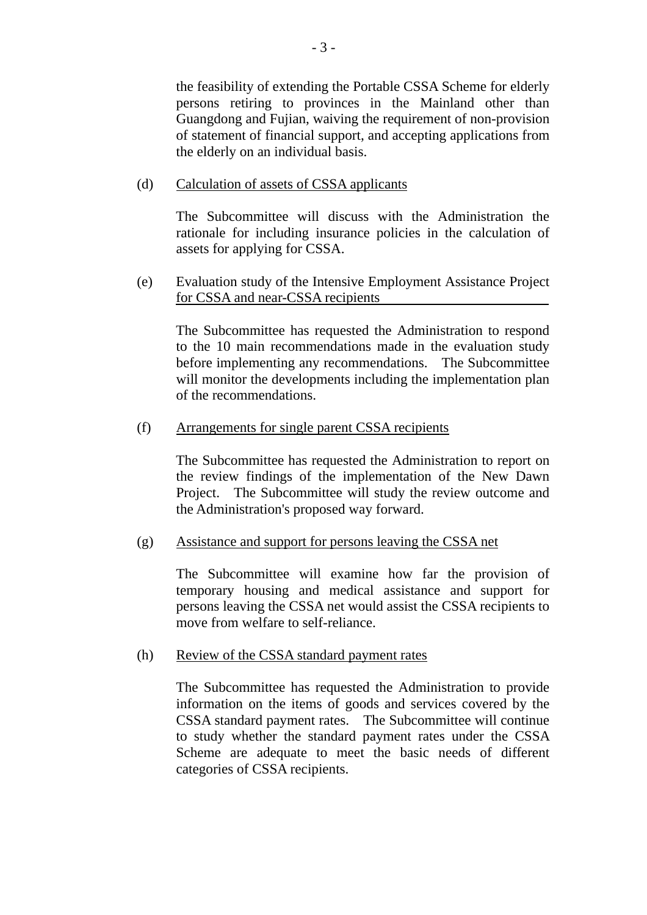the feasibility of extending the Portable CSSA Scheme for elderly persons retiring to provinces in the Mainland other than Guangdong and Fujian, waiving the requirement of non-provision of statement of financial support, and accepting applications from the elderly on an individual basis.

(d) Calculation of assets of CSSA applicants

The Subcommittee will discuss with the Administration the rationale for including insurance policies in the calculation of assets for applying for CSSA.

(e) Evaluation study of the Intensive Employment Assistance Project for CSSA and near-CSSA recipients

The Subcommittee has requested the Administration to respond to the 10 main recommendations made in the evaluation study before implementing any recommendations. The Subcommittee will monitor the developments including the implementation plan of the recommendations.

(f) Arrangements for single parent CSSA recipients

The Subcommittee has requested the Administration to report on the review findings of the implementation of the New Dawn Project. The Subcommittee will study the review outcome and the Administration's proposed way forward.

(g) Assistance and support for persons leaving the CSSA net

The Subcommittee will examine how far the provision of temporary housing and medical assistance and support for persons leaving the CSSA net would assist the CSSA recipients to move from welfare to self-reliance.

(h) Review of the CSSA standard payment rates

The Subcommittee has requested the Administration to provide information on the items of goods and services covered by the CSSA standard payment rates. The Subcommittee will continue to study whether the standard payment rates under the CSSA Scheme are adequate to meet the basic needs of different categories of CSSA recipients.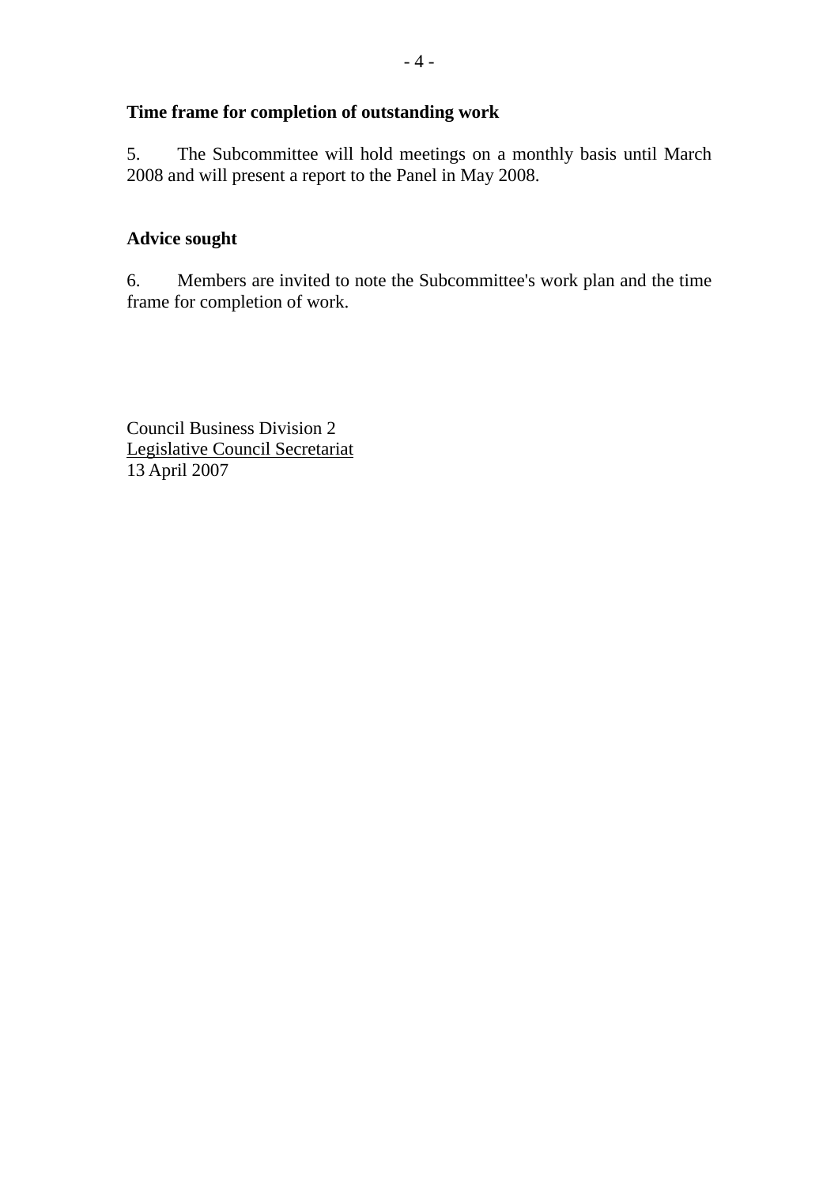**Time frame for completion of outstanding work**

5. The Subcommittee will hold meetings on a monthly basis until March 2008 and will present a report to the Panel in May 2008.

**Advice sought**

6. Members are invited to note the Subcommittee's work plan and the time frame for completion of work.

Council Business Division 2
Legislative Council Secretariat
13 April 2007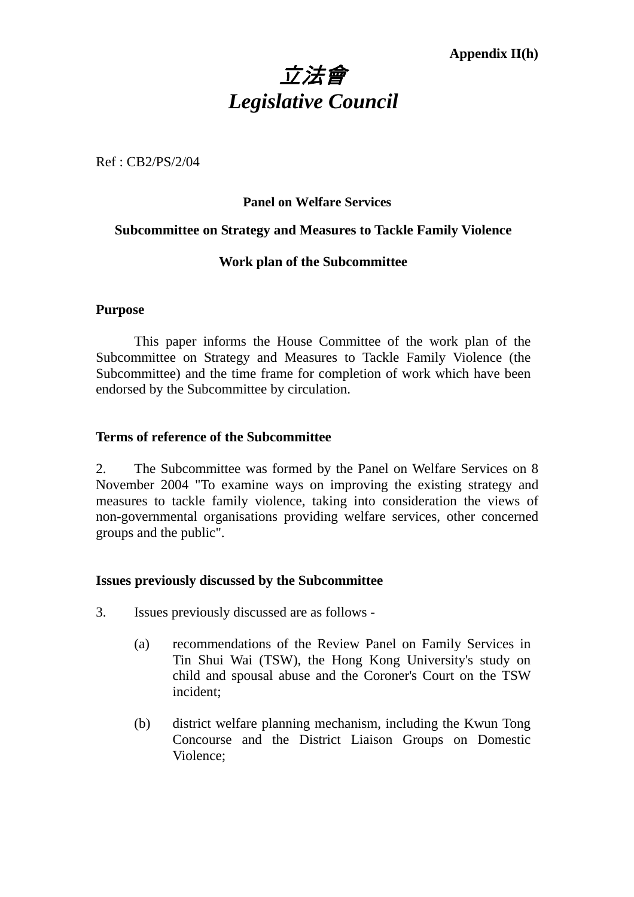**Appendix II(h)**

# *立法會*
# *Legislative Council*

Ref : CB2/PS/2/04

**Panel on Welfare Services**

**Subcommittee on Strategy and Measures to Tackle Family Violence**

**Work plan of the Subcommittee**

**Purpose**

This paper informs the House Committee of the work plan of the Subcommittee on Strategy and Measures to Tackle Family Violence (the Subcommittee) and the time frame for completion of work which have been endorsed by the Subcommittee by circulation.

**Terms of reference of the Subcommittee**

2. The Subcommittee was formed by the Panel on Welfare Services on 8 November 2004 "To examine ways on improving the existing strategy and measures to tackle family violence, taking into consideration the views of non-governmental organisations providing welfare services, other concerned groups and the public".

**Issues previously discussed by the Subcommittee**

3. Issues previously discussed are as follows -

(a) recommendations of the Review Panel on Family Services in Tin Shui Wai (TSW), the Hong Kong University's study on child and spousal abuse and the Coroner's Court on the TSW incident;

(b) district welfare planning mechanism, including the Kwun Tong Concourse and the District Liaison Groups on Domestic Violence;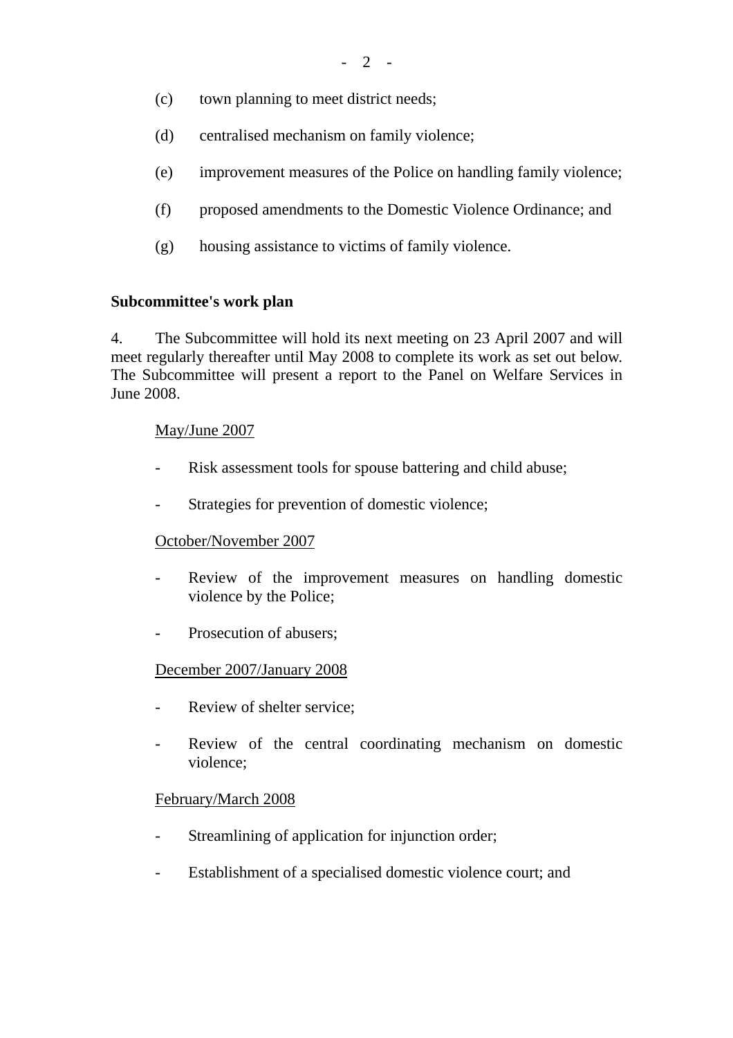(c) town planning to meet district needs;

(d) centralised mechanism on family violence;

(e) improvement measures of the Police on handling family violence;

(f) proposed amendments to the Domestic Violence Ordinance; and

(g) housing assistance to victims of family violence.

**Subcommittee's work plan**

4. The Subcommittee will hold its next meeting on 23 April 2007 and will meet regularly thereafter until May 2008 to complete its work as set out below. The Subcommittee will present a report to the Panel on Welfare Services in June 2008.

<u>May/June 2007</u>

- Risk assessment tools for spouse battering and child abuse;
- Strategies for prevention of domestic violence;

<u>October/November 2007</u>

- Review of the improvement measures on handling domestic violence by the Police;
- Prosecution of abusers;

<u>December 2007/January 2008</u>

- Review of shelter service;
- Review of the central coordinating mechanism on domestic violence;

<u>February/March 2008</u>

- Streamlining of application for injunction order;
- Establishment of a specialised domestic violence court; and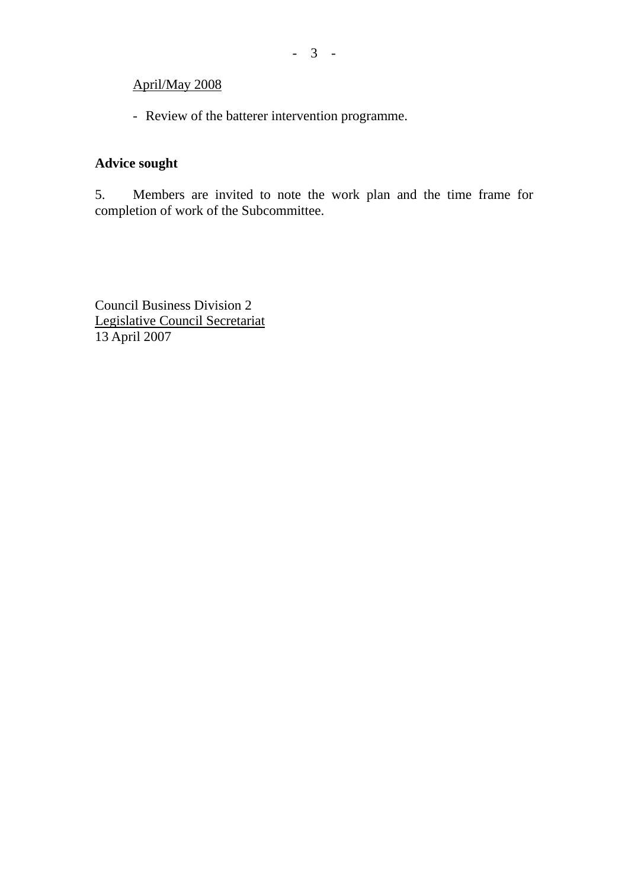<u>April/May 2008</u>

- Review of the batterer intervention programme.

**Advice sought**

5. Members are invited to note the work plan and the time frame for completion of work of the Subcommittee.

Council Business Division 2
<u>Legislative Council Secretariat</u>
13 April 2007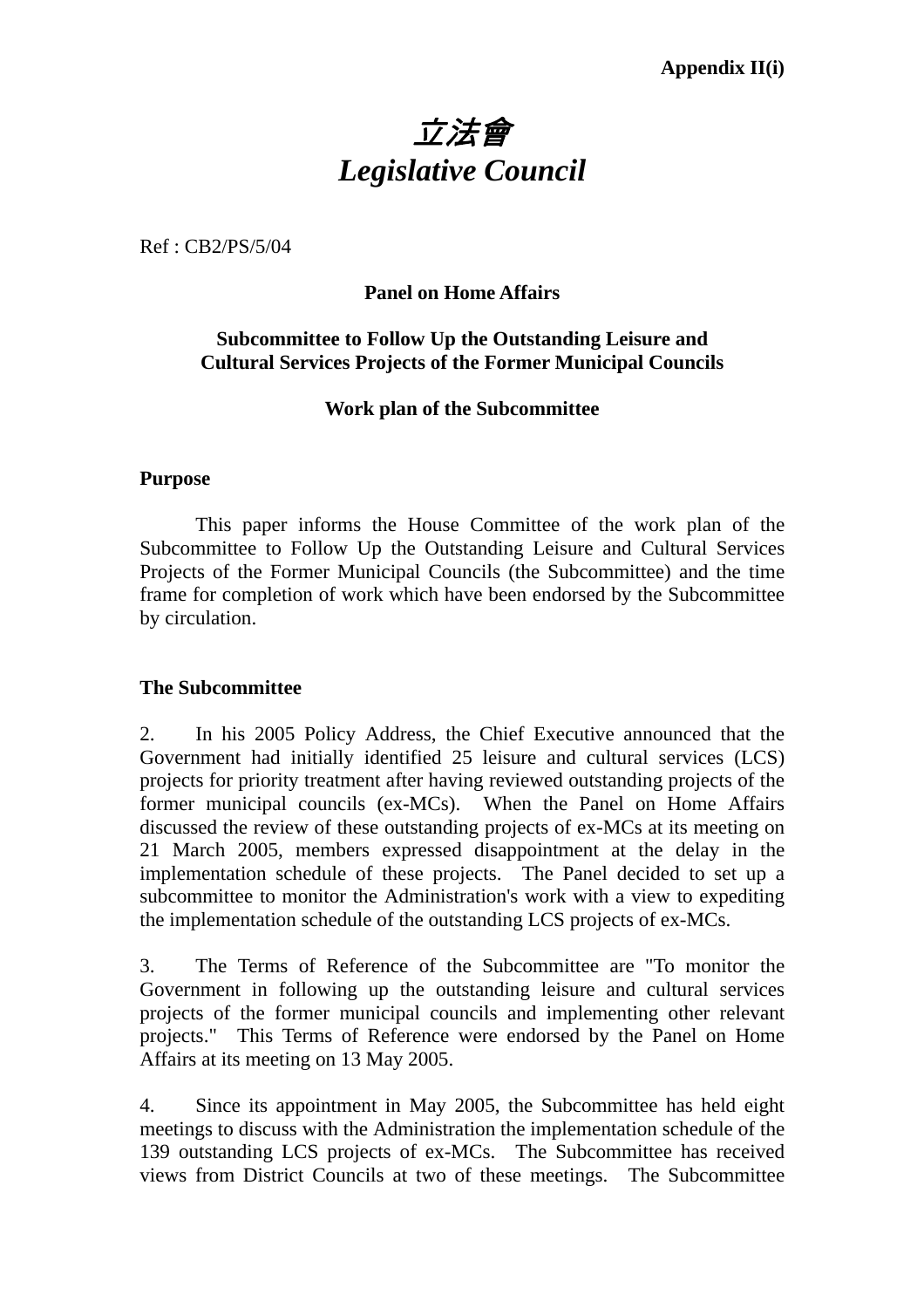**Appendix II(i)**

# *立法會*
# *Legislative Council*

Ref : CB2/PS/5/04

**Panel on Home Affairs**

**Subcommittee to Follow Up the Outstanding Leisure and Cultural Services Projects of the Former Municipal Councils**

**Work plan of the Subcommittee**

## Purpose

This paper informs the House Committee of the work plan of the Subcommittee to Follow Up the Outstanding Leisure and Cultural Services Projects of the Former Municipal Councils (the Subcommittee) and the time frame for completion of work which have been endorsed by the Subcommittee by circulation.

## The Subcommittee

2. In his 2005 Policy Address, the Chief Executive announced that the Government had initially identified 25 leisure and cultural services (LCS) projects for priority treatment after having reviewed outstanding projects of the former municipal councils (ex-MCs). When the Panel on Home Affairs discussed the review of these outstanding projects of ex-MCs at its meeting on 21 March 2005, members expressed disappointment at the delay in the implementation schedule of these projects. The Panel decided to set up a subcommittee to monitor the Administration's work with a view to expediting the implementation schedule of the outstanding LCS projects of ex-MCs.

3. The Terms of Reference of the Subcommittee are "To monitor the Government in following up the outstanding leisure and cultural services projects of the former municipal councils and implementing other relevant projects." This Terms of Reference were endorsed by the Panel on Home Affairs at its meeting on 13 May 2005.

4. Since its appointment in May 2005, the Subcommittee has held eight meetings to discuss with the Administration the implementation schedule of the 139 outstanding LCS projects of ex-MCs. The Subcommittee has received views from District Councils at two of these meetings. The Subcommittee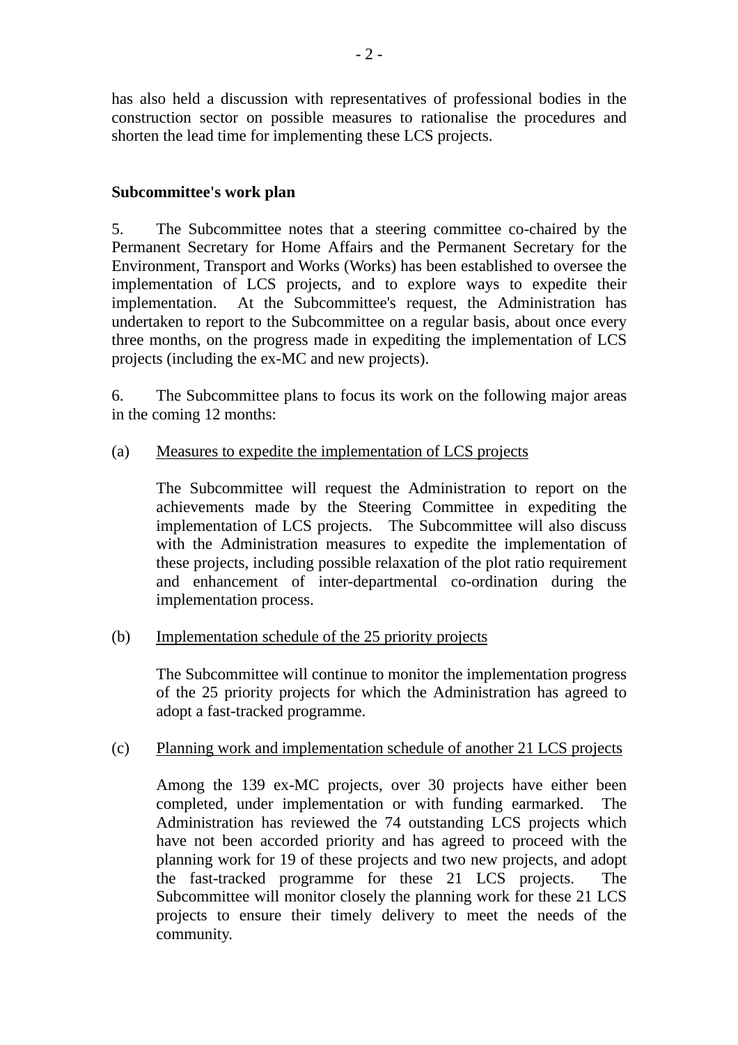has also held a discussion with representatives of professional bodies in the construction sector on possible measures to rationalise the procedures and shorten the lead time for implementing these LCS projects.

**Subcommittee's work plan**

5. The Subcommittee notes that a steering committee co-chaired by the Permanent Secretary for Home Affairs and the Permanent Secretary for the Environment, Transport and Works (Works) has been established to oversee the implementation of LCS projects, and to explore ways to expedite their implementation. At the Subcommittee's request, the Administration has undertaken to report to the Subcommittee on a regular basis, about once every three months, on the progress made in expediting the implementation of LCS projects (including the ex-MC and new projects).

6. The Subcommittee plans to focus its work on the following major areas in the coming 12 months:

(a) Measures to expedite the implementation of LCS projects

The Subcommittee will request the Administration to report on the achievements made by the Steering Committee in expediting the implementation of LCS projects. The Subcommittee will also discuss with the Administration measures to expedite the implementation of these projects, including possible relaxation of the plot ratio requirement and enhancement of inter-departmental co-ordination during the implementation process.

(b) Implementation schedule of the 25 priority projects

The Subcommittee will continue to monitor the implementation progress of the 25 priority projects for which the Administration has agreed to adopt a fast-tracked programme.

(c) Planning work and implementation schedule of another 21 LCS projects

Among the 139 ex-MC projects, over 30 projects have either been completed, under implementation or with funding earmarked. The Administration has reviewed the 74 outstanding LCS projects which have not been accorded priority and has agreed to proceed with the planning work for 19 of these projects and two new projects, and adopt the fast-tracked programme for these 21 LCS projects. The Subcommittee will monitor closely the planning work for these 21 LCS projects to ensure their timely delivery to meet the needs of the community.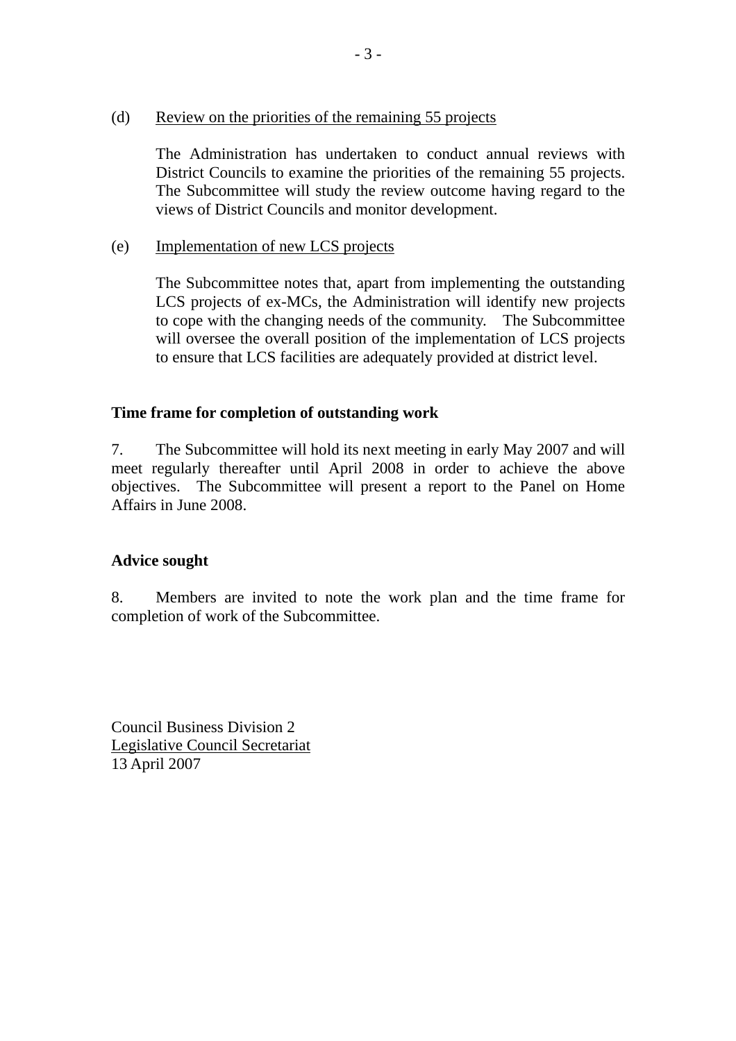(d) <u>Review on the priorities of the remaining 55 projects</u>

The Administration has undertaken to conduct annual reviews with District Councils to examine the priorities of the remaining 55 projects. The Subcommittee will study the review outcome having regard to the views of District Councils and monitor development.

(e) <u>Implementation of new LCS projects</u>

The Subcommittee notes that, apart from implementing the outstanding LCS projects of ex-MCs, the Administration will identify new projects to cope with the changing needs of the community. The Subcommittee will oversee the overall position of the implementation of LCS projects to ensure that LCS facilities are adequately provided at district level.

**Time frame for completion of outstanding work**

7. The Subcommittee will hold its next meeting in early May 2007 and will meet regularly thereafter until April 2008 in order to achieve the above objectives. The Subcommittee will present a report to the Panel on Home Affairs in June 2008.

**Advice sought**

8. Members are invited to note the work plan and the time frame for completion of work of the Subcommittee.

Council Business Division 2
<u>Legislative Council Secretariat</u>
13 April 2007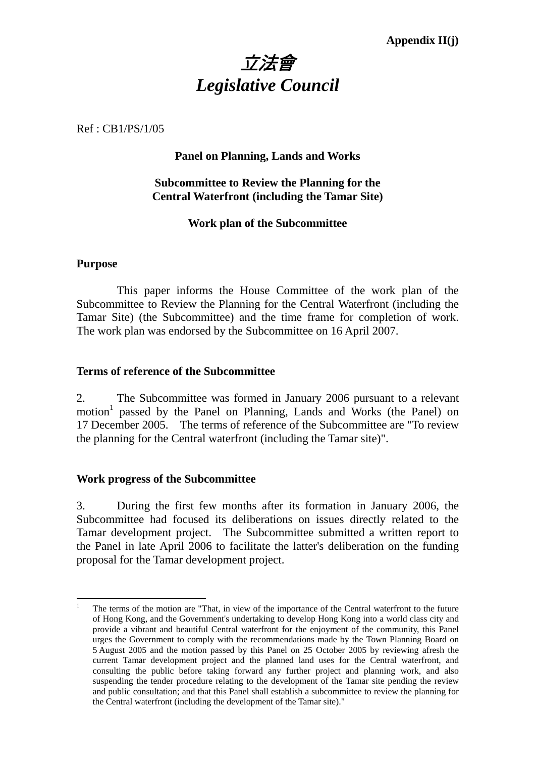**Appendix II(j)**

# *立法會*
# *Legislative Council*

Ref : CB1/PS/1/05

**Panel on Planning, Lands and Works**

**Subcommittee to Review the Planning for the Central Waterfront (including the Tamar Site)**

**Work plan of the Subcommittee**

**Purpose**

This paper informs the House Committee of the work plan of the Subcommittee to Review the Planning for the Central Waterfront (including the Tamar Site) (the Subcommittee) and the time frame for completion of work. The work plan was endorsed by the Subcommittee on 16 April 2007.

**Terms of reference of the Subcommittee**

2. The Subcommittee was formed in January 2006 pursuant to a relevant motion[1] passed by the Panel on Planning, Lands and Works (the Panel) on 17 December 2005. The terms of reference of the Subcommittee are "To review the planning for the Central waterfront (including the Tamar site)".

**Work progress of the Subcommittee**

3. During the first few months after its formation in January 2006, the Subcommittee had focused its deliberations on issues directly related to the Tamar development project. The Subcommittee submitted a written report to the Panel in late April 2006 to facilitate the latter's deliberation on the funding proposal for the Tamar development project.

---

[1] The terms of the motion are "That, in view of the importance of the Central waterfront to the future of Hong Kong, and the Government's undertaking to develop Hong Kong into a world class city and provide a vibrant and beautiful Central waterfront for the enjoyment of the community, this Panel urges the Government to comply with the recommendations made by the Town Planning Board on 5 August 2005 and the motion passed by this Panel on 25 October 2005 by reviewing afresh the current Tamar development project and the planned land uses for the Central waterfront, and consulting the public before taking forward any further project and planning work, and also suspending the tender procedure relating to the development of the Tamar site pending the review and public consultation; and that this Panel shall establish a subcommittee to review the planning for the Central waterfront (including the development of the Tamar site)."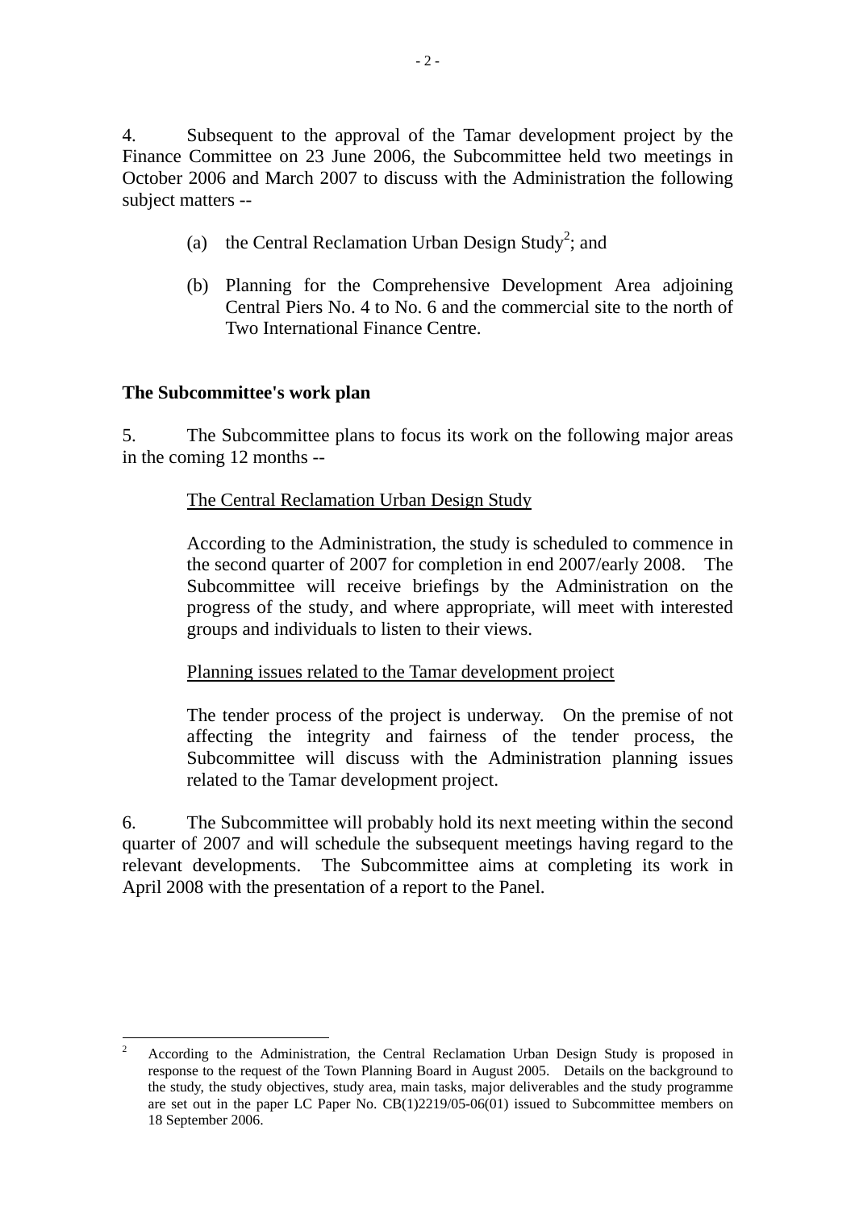4. Subsequent to the approval of the Tamar development project by the Finance Committee on 23 June 2006, the Subcommittee held two meetings in October 2006 and March 2007 to discuss with the Administration the following subject matters --

(a) the Central Reclamation Urban Design Study[2]; and

(b) Planning for the Comprehensive Development Area adjoining Central Piers No. 4 to No. 6 and the commercial site to the north of Two International Finance Centre.

**The Subcommittee's work plan**

5. The Subcommittee plans to focus its work on the following major areas in the coming 12 months --

<u>The Central Reclamation Urban Design Study</u>

According to the Administration, the study is scheduled to commence in the second quarter of 2007 for completion in end 2007/early 2008. The Subcommittee will receive briefings by the Administration on the progress of the study, and where appropriate, will meet with interested groups and individuals to listen to their views.

<u>Planning issues related to the Tamar development project</u>

The tender process of the project is underway. On the premise of not affecting the integrity and fairness of the tender process, the Subcommittee will discuss with the Administration planning issues related to the Tamar development project.

6. The Subcommittee will probably hold its next meeting within the second quarter of 2007 and will schedule the subsequent meetings having regard to the relevant developments. The Subcommittee aims at completing its work in April 2008 with the presentation of a report to the Panel.

---

[2] According to the Administration, the Central Reclamation Urban Design Study is proposed in response to the request of the Town Planning Board in August 2005. Details on the background to the study, the study objectives, study area, main tasks, major deliverables and the study programme are set out in the paper LC Paper No. CB(1)2219/05-06(01) issued to Subcommittee members on 18 September 2006.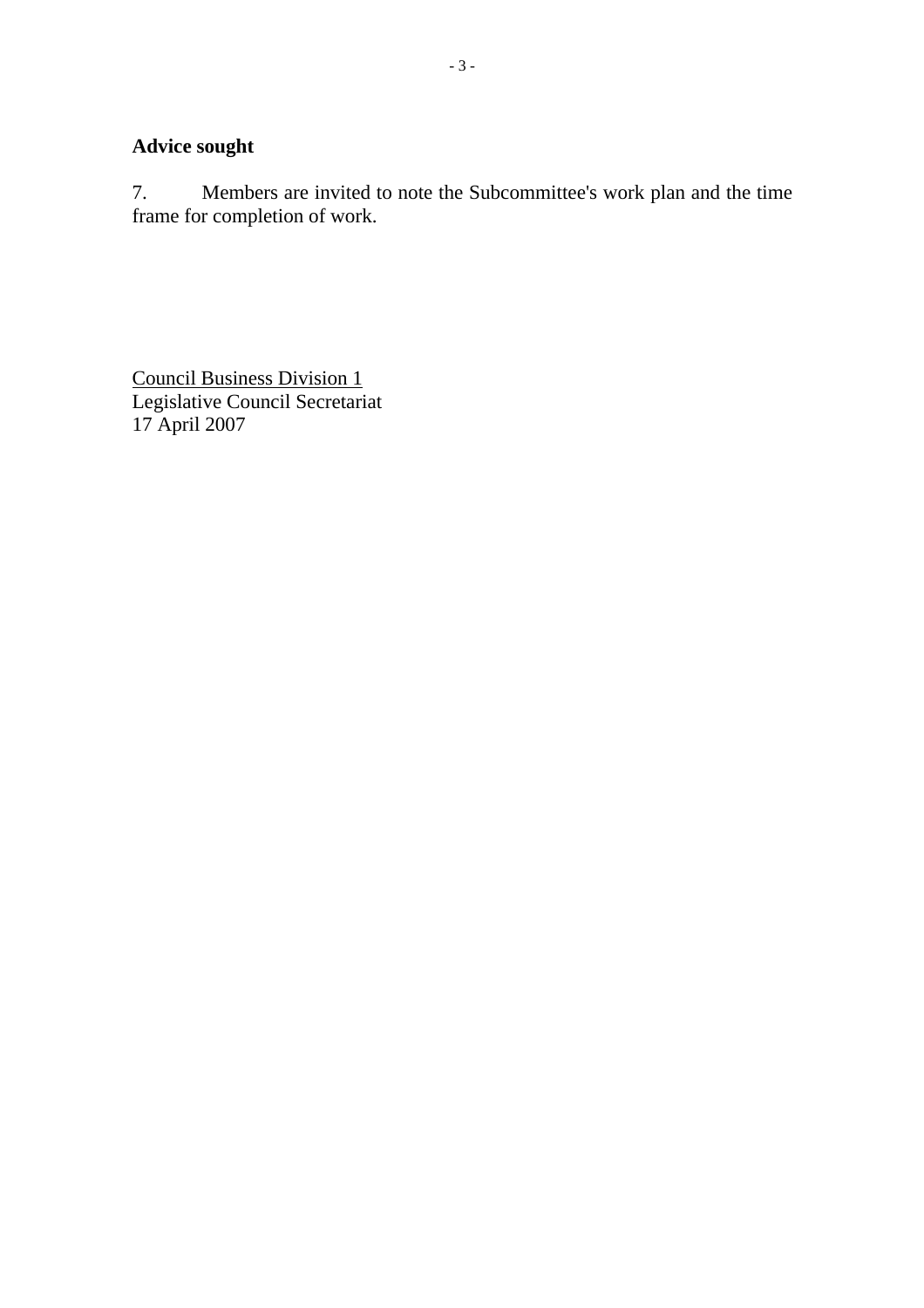**Advice sought**

7. Members are invited to note the Subcommittee's work plan and the time frame for completion of work.

Council Business Division 1
Legislative Council Secretariat
17 April 2007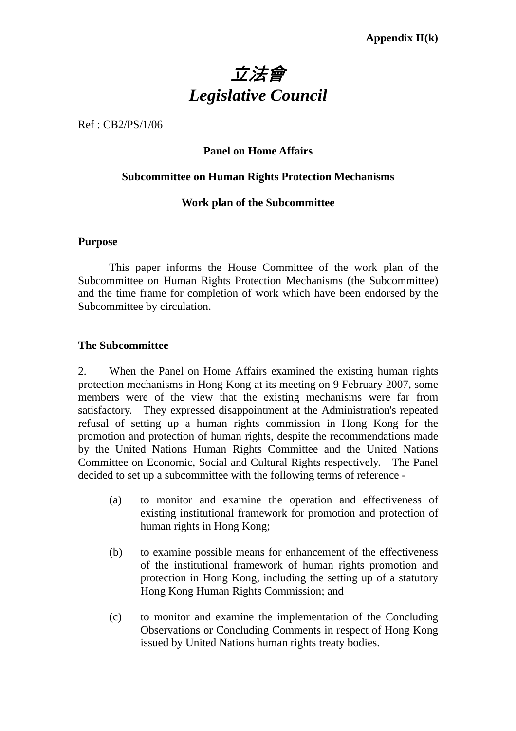**Appendix II(k)**

# *立法會*
# *Legislative Council*

Ref : CB2/PS/1/06

**Panel on Home Affairs**

**Subcommittee on Human Rights Protection Mechanisms**

**Work plan of the Subcommittee**

**Purpose**

This paper informs the House Committee of the work plan of the Subcommittee on Human Rights Protection Mechanisms (the Subcommittee) and the time frame for completion of work which have been endorsed by the Subcommittee by circulation.

**The Subcommittee**

2. When the Panel on Home Affairs examined the existing human rights protection mechanisms in Hong Kong at its meeting on 9 February 2007, some members were of the view that the existing mechanisms were far from satisfactory. They expressed disappointment at the Administration's repeated refusal of setting up a human rights commission in Hong Kong for the promotion and protection of human rights, despite the recommendations made by the United Nations Human Rights Committee and the United Nations Committee on Economic, Social and Cultural Rights respectively. The Panel decided to set up a subcommittee with the following terms of reference -

(a) to monitor and examine the operation and effectiveness of existing institutional framework for promotion and protection of human rights in Hong Kong;

(b) to examine possible means for enhancement of the effectiveness of the institutional framework of human rights promotion and protection in Hong Kong, including the setting up of a statutory Hong Kong Human Rights Commission; and

(c) to monitor and examine the implementation of the Concluding Observations or Concluding Comments in respect of Hong Kong issued by United Nations human rights treaty bodies.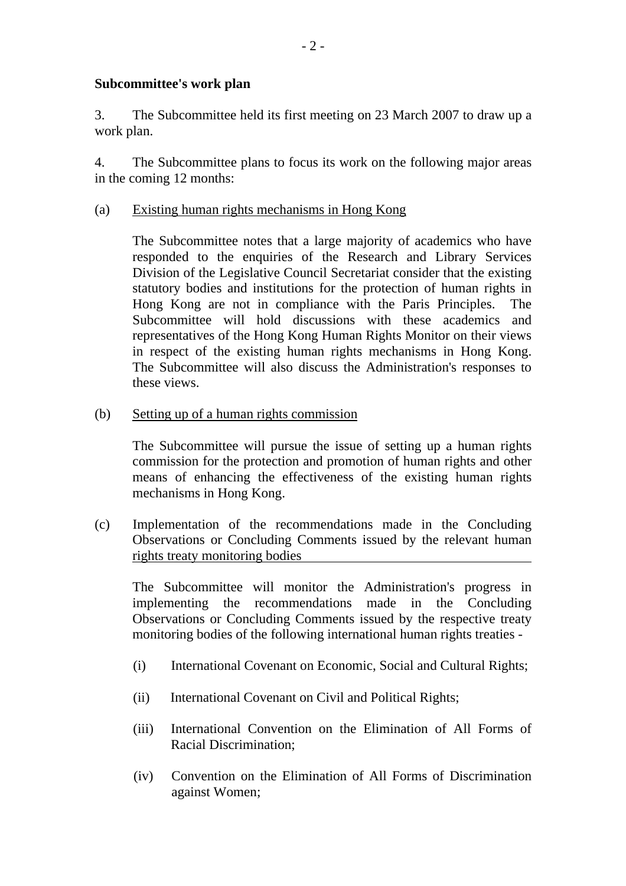**Subcommittee's work plan**

3. The Subcommittee held its first meeting on 23 March 2007 to draw up a work plan.

4. The Subcommittee plans to focus its work on the following major areas in the coming 12 months:

(a) Existing human rights mechanisms in Hong Kong

The Subcommittee notes that a large majority of academics who have responded to the enquiries of the Research and Library Services Division of the Legislative Council Secretariat consider that the existing statutory bodies and institutions for the protection of human rights in Hong Kong are not in compliance with the Paris Principles. The Subcommittee will hold discussions with these academics and representatives of the Hong Kong Human Rights Monitor on their views in respect of the existing human rights mechanisms in Hong Kong. The Subcommittee will also discuss the Administration's responses to these views.

(b) Setting up of a human rights commission

The Subcommittee will pursue the issue of setting up a human rights commission for the protection and promotion of human rights and other means of enhancing the effectiveness of the existing human rights mechanisms in Hong Kong.

(c) Implementation of the recommendations made in the Concluding Observations or Concluding Comments issued by the relevant human rights treaty monitoring bodies

The Subcommittee will monitor the Administration's progress in implementing the recommendations made in the Concluding Observations or Concluding Comments issued by the respective treaty monitoring bodies of the following international human rights treaties -

(i) International Covenant on Economic, Social and Cultural Rights;

(ii) International Covenant on Civil and Political Rights;

(iii) International Convention on the Elimination of All Forms of Racial Discrimination;

(iv) Convention on the Elimination of All Forms of Discrimination against Women;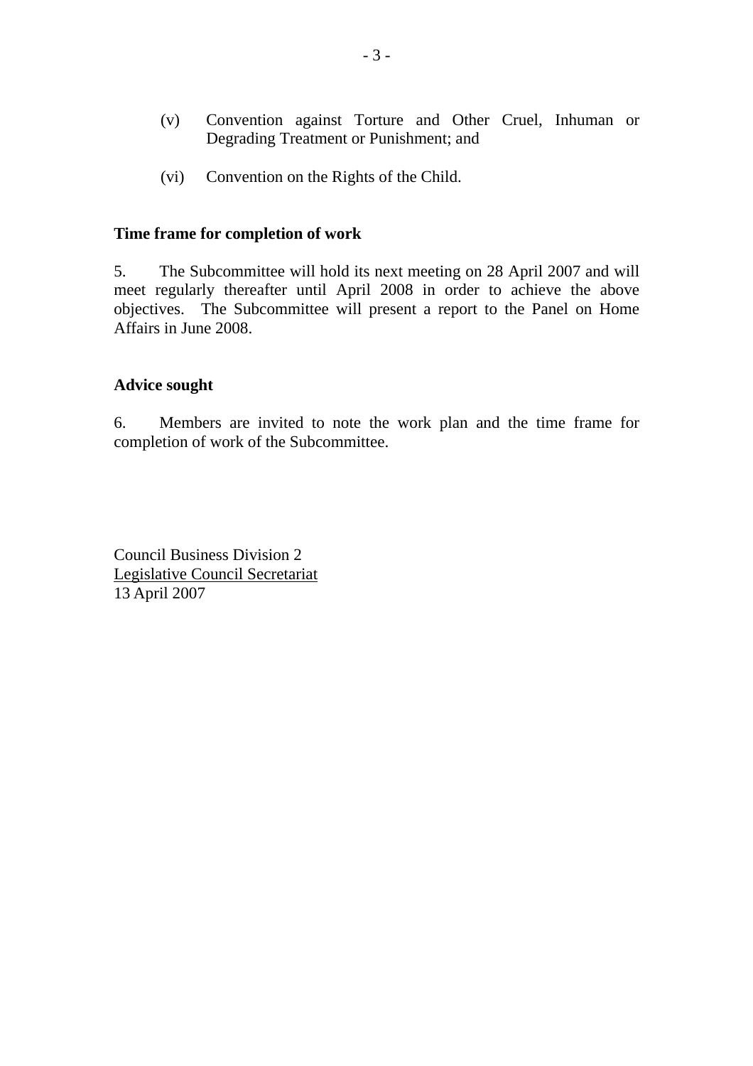(v) Convention against Torture and Other Cruel, Inhuman or Degrading Treatment or Punishment; and

(vi) Convention on the Rights of the Child.

**Time frame for completion of work**

5. The Subcommittee will hold its next meeting on 28 April 2007 and will meet regularly thereafter until April 2008 in order to achieve the above objectives. The Subcommittee will present a report to the Panel on Home Affairs in June 2008.

**Advice sought**

6. Members are invited to note the work plan and the time frame for completion of work of the Subcommittee.

Council Business Division 2
Legislative Council Secretariat
13 April 2007